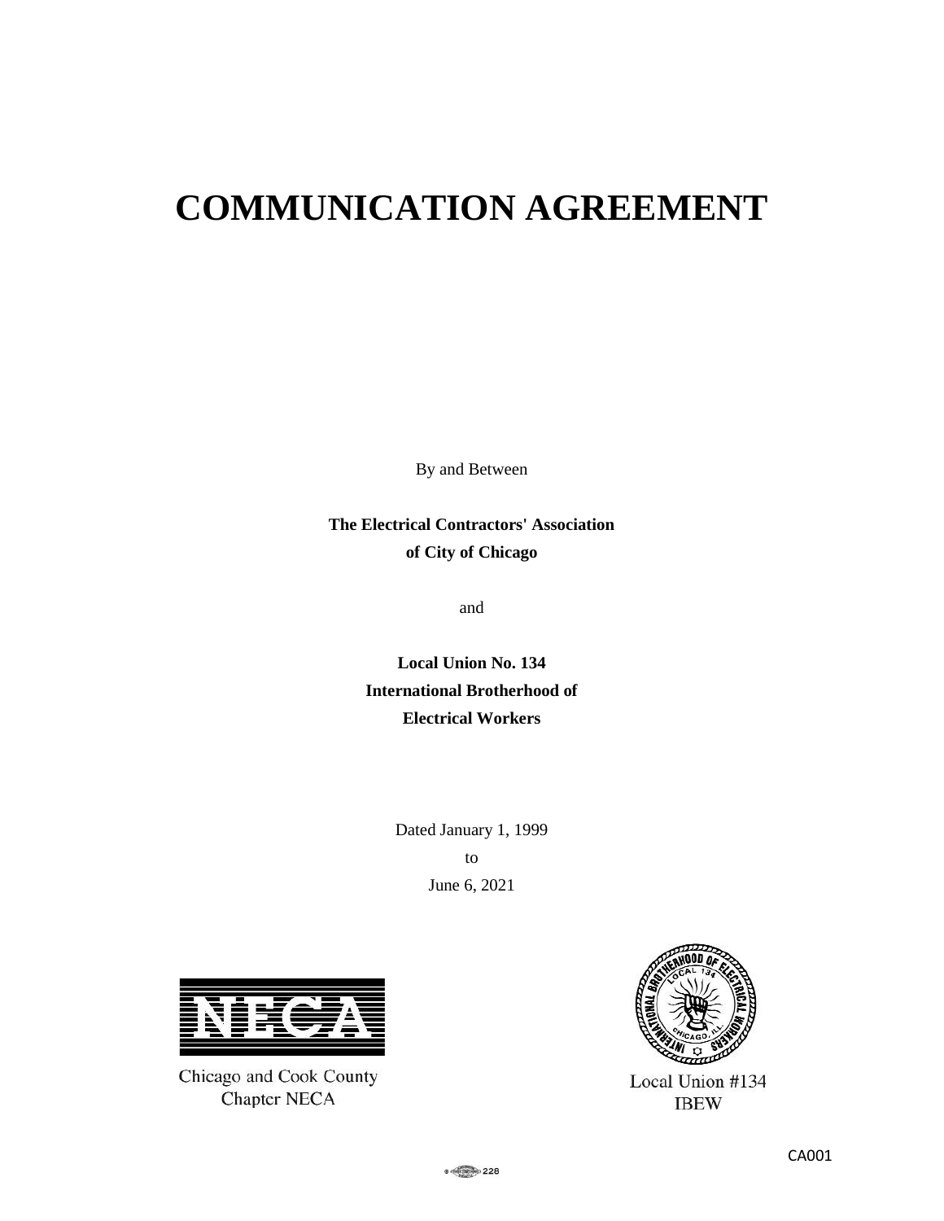# COMMUNICATION AGREEMENT

By and Between

**The Electrical Contractors' Association of City of Chicago**

and

**Local Union No. 134**
**International Brotherhood of**
**Electrical Workers**

Dated January 1, 1999
to
June 6, 2021

Chicago and Cook County
Chapter NECA

Local Union #134
IBEW

CA001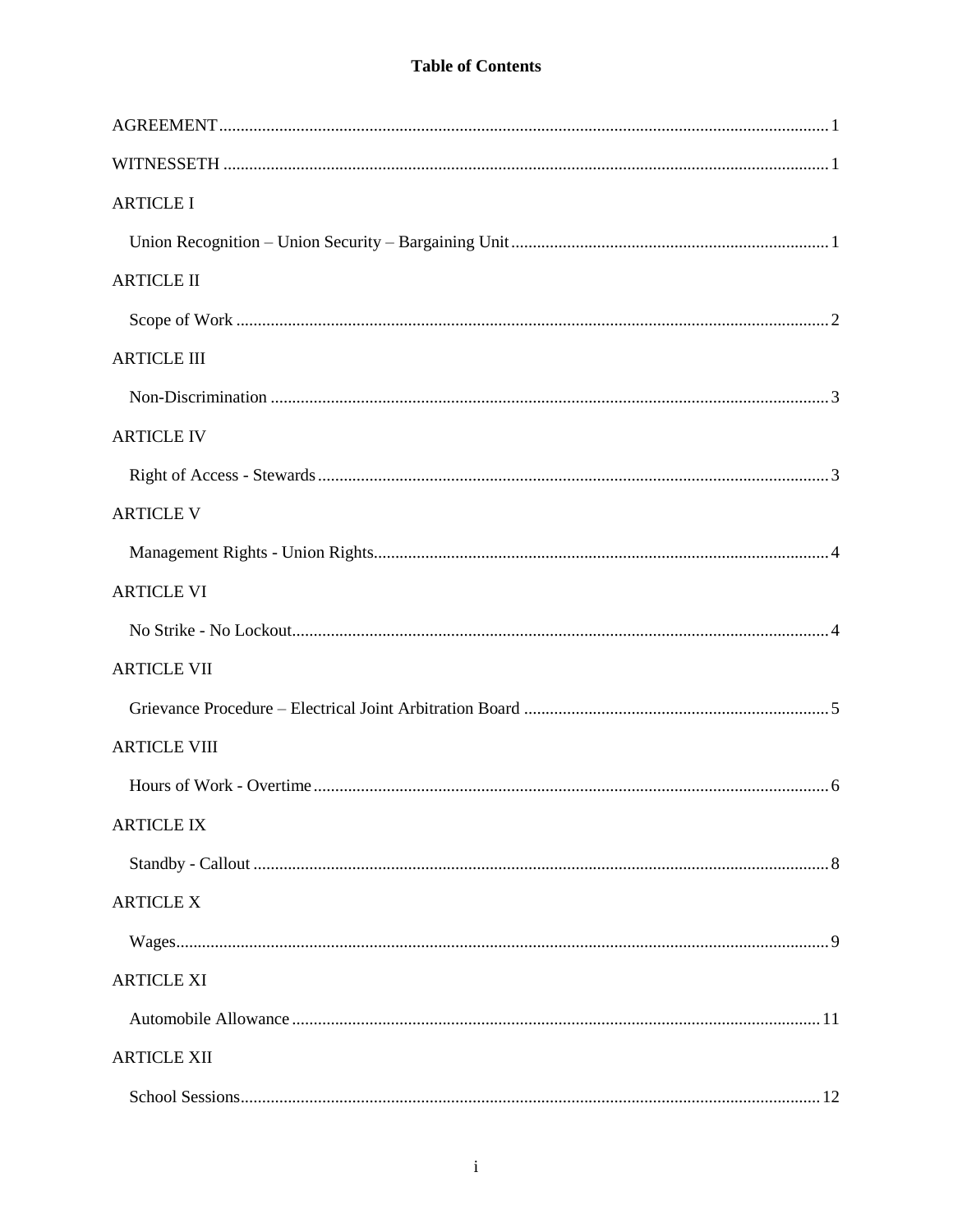# Table of Contents

AGREEMENT ........ 1

WITNESSETH ........ 1

ARTICLE I

Union Recognition – Union Security – Bargaining Unit ........ 1

ARTICLE II

Scope of Work ........ 2

ARTICLE III

Non-Discrimination ........ 3

ARTICLE IV

Right of Access - Stewards ........ 3

ARTICLE V

Management Rights - Union Rights ........ 4

ARTICLE VI

No Strike - No Lockout ........ 4

ARTICLE VII

Grievance Procedure – Electrical Joint Arbitration Board ........ 5

ARTICLE VIII

Hours of Work - Overtime ........ 6

ARTICLE IX

Standby - Callout ........ 8

ARTICLE X

Wages ........ 9

ARTICLE XI

Automobile Allowance ........ 11

ARTICLE XII

School Sessions ........ 12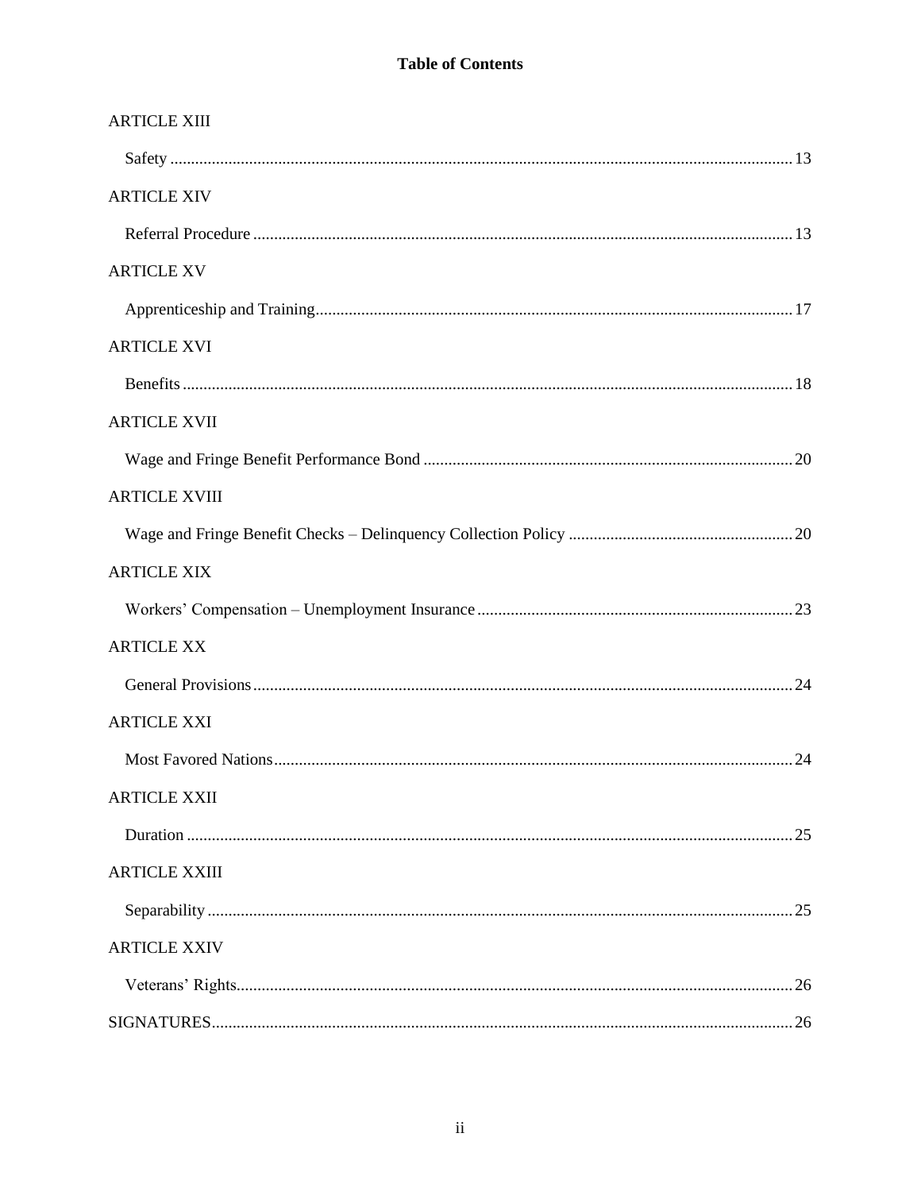**Table of Contents**

ARTICLE XIII

Safety ..... 13

ARTICLE XIV

Referral Procedure ..... 13

ARTICLE XV

Apprenticeship and Training ..... 17

ARTICLE XVI

Benefits ..... 18

ARTICLE XVII

Wage and Fringe Benefit Performance Bond ..... 20

ARTICLE XVIII

Wage and Fringe Benefit Checks – Delinquency Collection Policy ..... 20

ARTICLE XIX

Workers' Compensation – Unemployment Insurance ..... 23

ARTICLE XX

General Provisions ..... 24

ARTICLE XXI

Most Favored Nations ..... 24

ARTICLE XXII

Duration ..... 25

ARTICLE XXIII

Separability ..... 25

ARTICLE XXIV

Veterans' Rights ..... 26

SIGNATURES ..... 26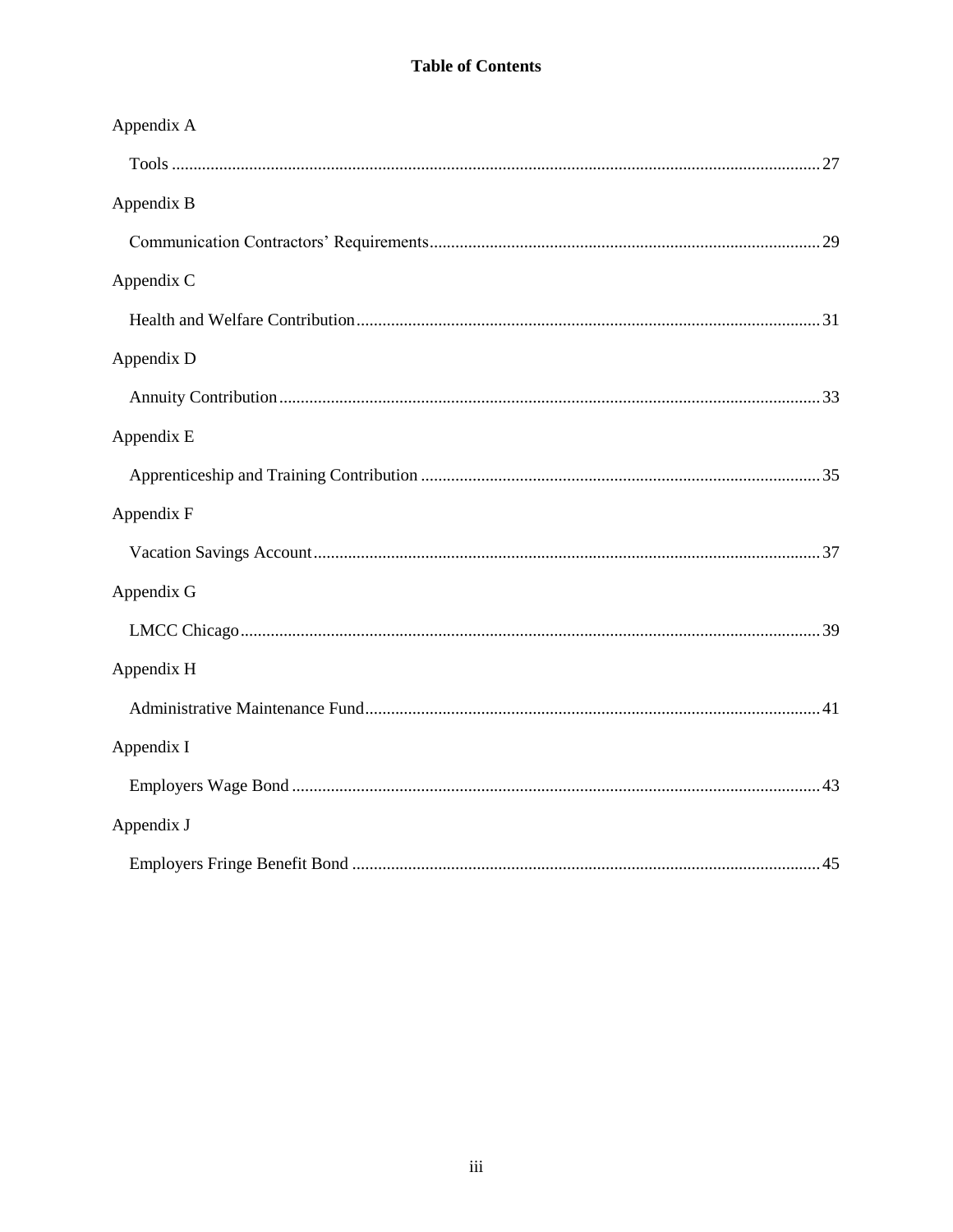**Table of Contents**

Appendix A

Tools ........................................................................ 27

Appendix B

Communication Contractors' Requirements ........................................................................ 29

Appendix C

Health and Welfare Contribution ........................................................................ 31

Appendix D

Annuity Contribution ........................................................................ 33

Appendix E

Apprenticeship and Training Contribution ........................................................................ 35

Appendix F

Vacation Savings Account ........................................................................ 37

Appendix G

LMCC Chicago ........................................................................ 39

Appendix H

Administrative Maintenance Fund ........................................................................ 41

Appendix I

Employers Wage Bond ........................................................................ 43

Appendix J

Employers Fringe Benefit Bond ........................................................................ 45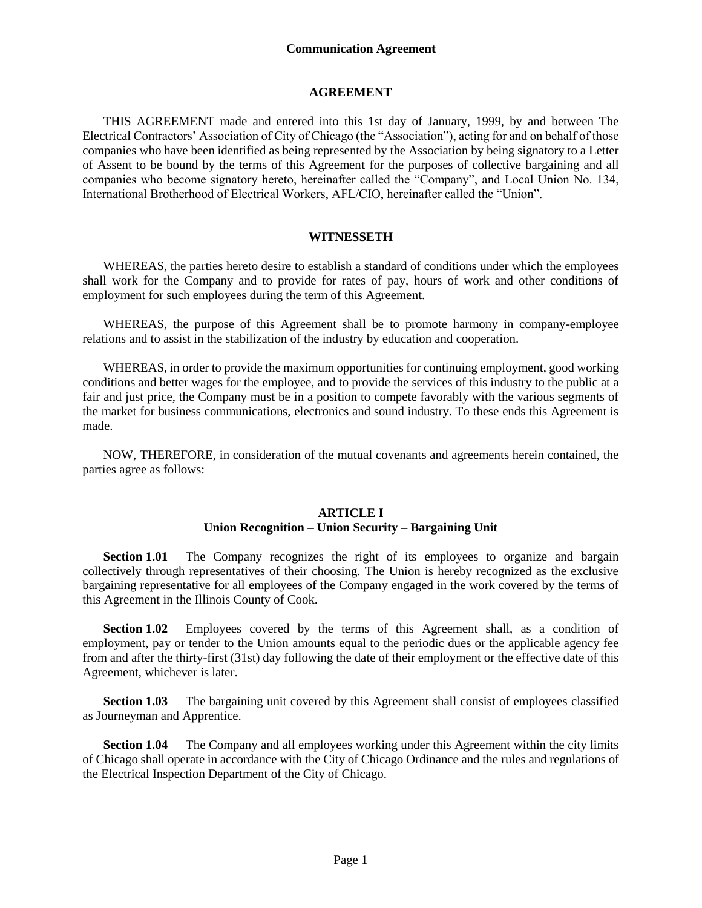**Communication Agreement**

## AGREEMENT

THIS AGREEMENT made and entered into this 1st day of January, 1999, by and between The Electrical Contractors' Association of City of Chicago (the "Association"), acting for and on behalf of those companies who have been identified as being represented by the Association by being signatory to a Letter of Assent to be bound by the terms of this Agreement for the purposes of collective bargaining and all companies who become signatory hereto, hereinafter called the "Company", and Local Union No. 134, International Brotherhood of Electrical Workers, AFL/CIO, hereinafter called the "Union".

## WITNESSETH

WHEREAS, the parties hereto desire to establish a standard of conditions under which the employees shall work for the Company and to provide for rates of pay, hours of work and other conditions of employment for such employees during the term of this Agreement.

WHEREAS, the purpose of this Agreement shall be to promote harmony in company-employee relations and to assist in the stabilization of the industry by education and cooperation.

WHEREAS, in order to provide the maximum opportunities for continuing employment, good working conditions and better wages for the employee, and to provide the services of this industry to the public at a fair and just price, the Company must be in a position to compete favorably with the various segments of the market for business communications, electronics and sound industry. To these ends this Agreement is made.

NOW, THEREFORE, in consideration of the mutual covenants and agreements herein contained, the parties agree as follows:

## ARTICLE I
### Union Recognition – Union Security – Bargaining Unit

**Section 1.01** The Company recognizes the right of its employees to organize and bargain collectively through representatives of their choosing. The Union is hereby recognized as the exclusive bargaining representative for all employees of the Company engaged in the work covered by the terms of this Agreement in the Illinois County of Cook.

**Section 1.02** Employees covered by the terms of this Agreement shall, as a condition of employment, pay or tender to the Union amounts equal to the periodic dues or the applicable agency fee from and after the thirty-first (31st) day following the date of their employment or the effective date of this Agreement, whichever is later.

**Section 1.03** The bargaining unit covered by this Agreement shall consist of employees classified as Journeyman and Apprentice.

**Section 1.04** The Company and all employees working under this Agreement within the city limits of Chicago shall operate in accordance with the City of Chicago Ordinance and the rules and regulations of the Electrical Inspection Department of the City of Chicago.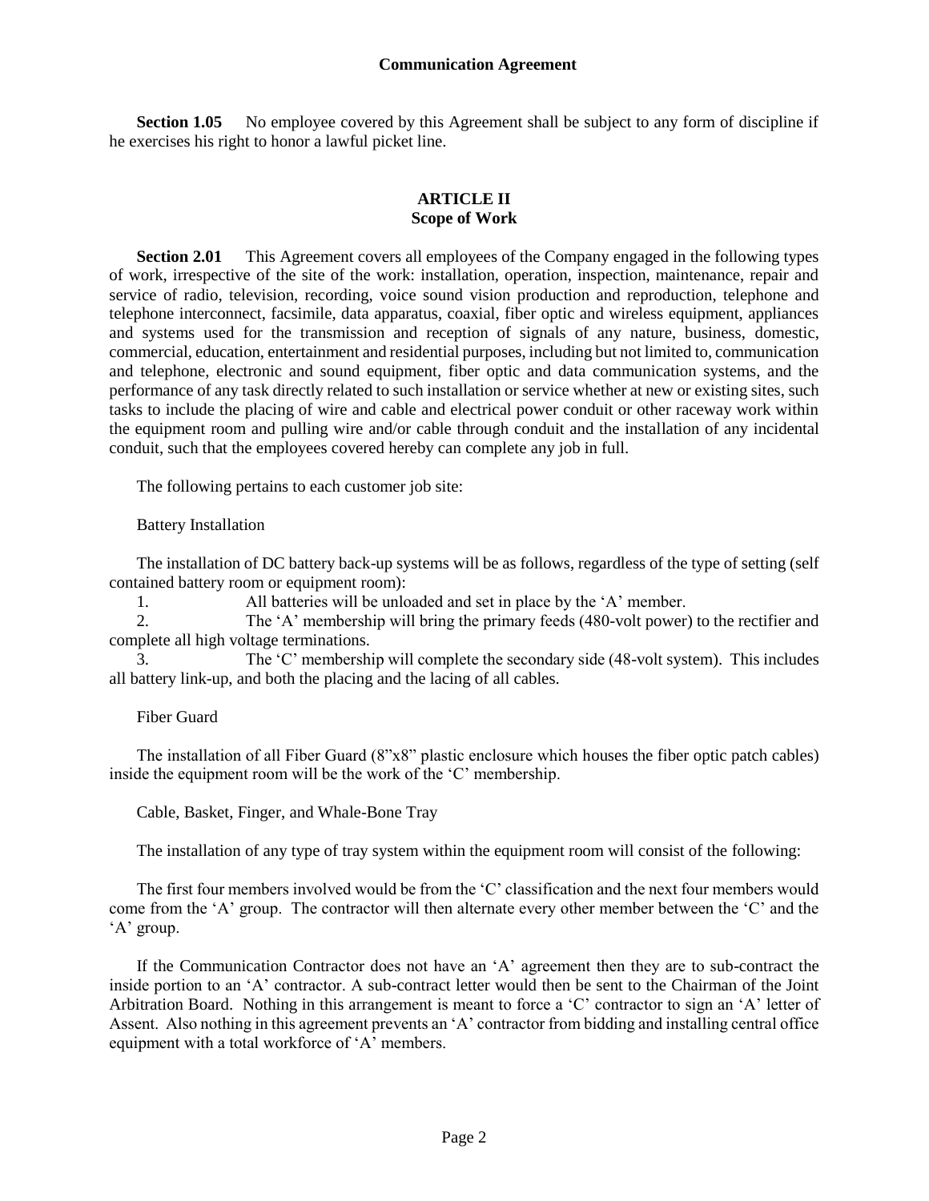**Section 1.05** No employee covered by this Agreement shall be subject to any form of discipline if he exercises his right to honor a lawful picket line.

## ARTICLE II
## Scope of Work

**Section 2.01** This Agreement covers all employees of the Company engaged in the following types of work, irrespective of the site of the work: installation, operation, inspection, maintenance, repair and service of radio, television, recording, voice sound vision production and reproduction, telephone and telephone interconnect, facsimile, data apparatus, coaxial, fiber optic and wireless equipment, appliances and systems used for the transmission and reception of signals of any nature, business, domestic, commercial, education, entertainment and residential purposes, including but not limited to, communication and telephone, electronic and sound equipment, fiber optic and data communication systems, and the performance of any task directly related to such installation or service whether at new or existing sites, such tasks to include the placing of wire and cable and electrical power conduit or other raceway work within the equipment room and pulling wire and/or cable through conduit and the installation of any incidental conduit, such that the employees covered hereby can complete any job in full.

The following pertains to each customer job site:

Battery Installation

The installation of DC battery back-up systems will be as follows, regardless of the type of setting (self contained battery room or equipment room):

1. All batteries will be unloaded and set in place by the 'A' member.
2. The 'A' membership will bring the primary feeds (480-volt power) to the rectifier and complete all high voltage terminations.
3. The 'C' membership will complete the secondary side (48-volt system). This includes all battery link-up, and both the placing and the lacing of all cables.

Fiber Guard

The installation of all Fiber Guard (8"x8" plastic enclosure which houses the fiber optic patch cables) inside the equipment room will be the work of the 'C' membership.

Cable, Basket, Finger, and Whale-Bone Tray

The installation of any type of tray system within the equipment room will consist of the following:

The first four members involved would be from the 'C' classification and the next four members would come from the 'A' group. The contractor will then alternate every other member between the 'C' and the 'A' group.

If the Communication Contractor does not have an 'A' agreement then they are to sub-contract the inside portion to an 'A' contractor. A sub-contract letter would then be sent to the Chairman of the Joint Arbitration Board. Nothing in this arrangement is meant to force a 'C' contractor to sign an 'A' letter of Assent. Also nothing in this agreement prevents an 'A' contractor from bidding and installing central office equipment with a total workforce of 'A' members.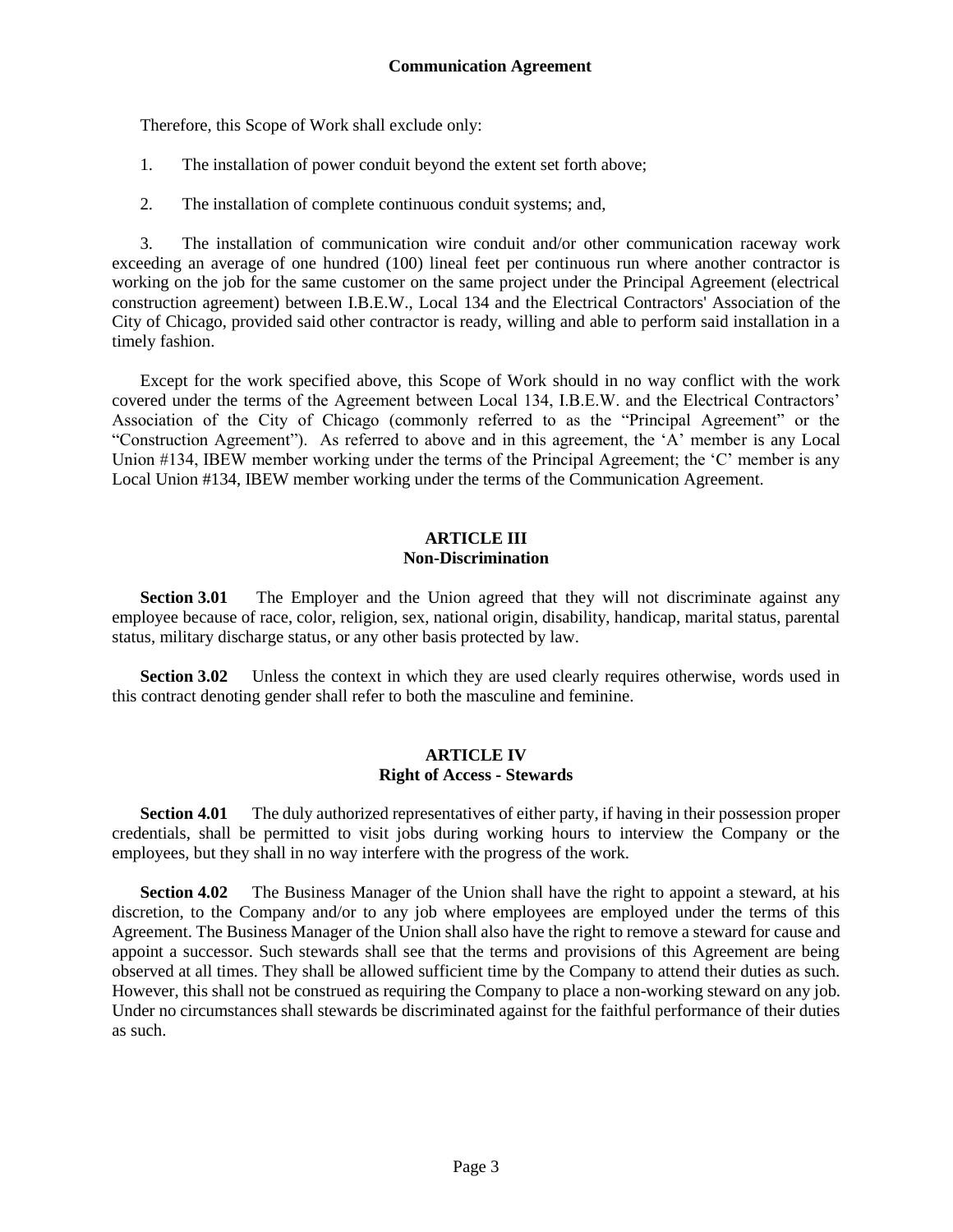Therefore, this Scope of Work shall exclude only:

1. The installation of power conduit beyond the extent set forth above;

2. The installation of complete continuous conduit systems; and,

3. The installation of communication wire conduit and/or other communication raceway work exceeding an average of one hundred (100) lineal feet per continuous run where another contractor is working on the job for the same customer on the same project under the Principal Agreement (electrical construction agreement) between I.B.E.W., Local 134 and the Electrical Contractors' Association of the City of Chicago, provided said other contractor is ready, willing and able to perform said installation in a timely fashion.

Except for the work specified above, this Scope of Work should in no way conflict with the work covered under the terms of the Agreement between Local 134, I.B.E.W. and the Electrical Contractors' Association of the City of Chicago (commonly referred to as the "Principal Agreement" or the "Construction Agreement"). As referred to above and in this agreement, the 'A' member is any Local Union #134, IBEW member working under the terms of the Principal Agreement; the 'C' member is any Local Union #134, IBEW member working under the terms of the Communication Agreement.

## ARTICLE III
## Non-Discrimination

**Section 3.01** The Employer and the Union agreed that they will not discriminate against any employee because of race, color, religion, sex, national origin, disability, handicap, marital status, parental status, military discharge status, or any other basis protected by law.

**Section 3.02** Unless the context in which they are used clearly requires otherwise, words used in this contract denoting gender shall refer to both the masculine and feminine.

## ARTICLE IV
## Right of Access - Stewards

**Section 4.01** The duly authorized representatives of either party, if having in their possession proper credentials, shall be permitted to visit jobs during working hours to interview the Company or the employees, but they shall in no way interfere with the progress of the work.

**Section 4.02** The Business Manager of the Union shall have the right to appoint a steward, at his discretion, to the Company and/or to any job where employees are employed under the terms of this Agreement. The Business Manager of the Union shall also have the right to remove a steward for cause and appoint a successor. Such stewards shall see that the terms and provisions of this Agreement are being observed at all times. They shall be allowed sufficient time by the Company to attend their duties as such. However, this shall not be construed as requiring the Company to place a non-working steward on any job. Under no circumstances shall stewards be discriminated against for the faithful performance of their duties as such.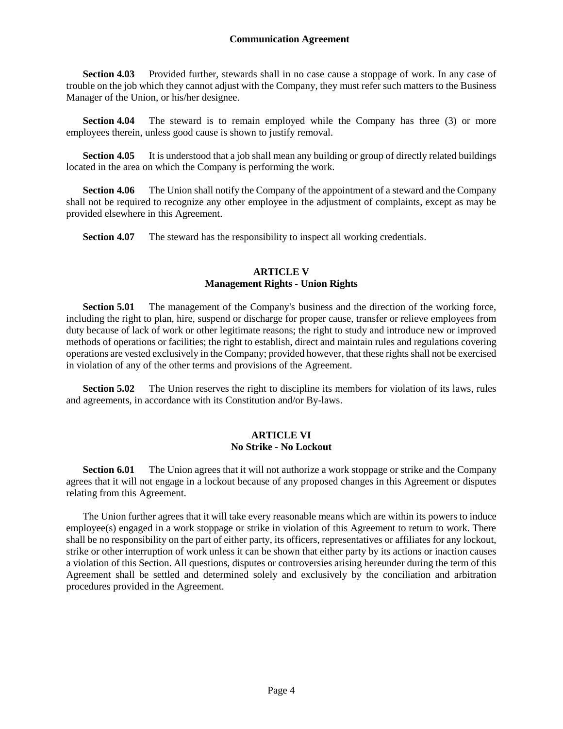**Section 4.03** Provided further, stewards shall in no case cause a stoppage of work. In any case of trouble on the job which they cannot adjust with the Company, they must refer such matters to the Business Manager of the Union, or his/her designee.

**Section 4.04** The steward is to remain employed while the Company has three (3) or more employees therein, unless good cause is shown to justify removal.

**Section 4.05** It is understood that a job shall mean any building or group of directly related buildings located in the area on which the Company is performing the work.

**Section 4.06** The Union shall notify the Company of the appointment of a steward and the Company shall not be required to recognize any other employee in the adjustment of complaints, except as may be provided elsewhere in this Agreement.

**Section 4.07** The steward has the responsibility to inspect all working credentials.

## ARTICLE V
## Management Rights - Union Rights

**Section 5.01** The management of the Company's business and the direction of the working force, including the right to plan, hire, suspend or discharge for proper cause, transfer or relieve employees from duty because of lack of work or other legitimate reasons; the right to study and introduce new or improved methods of operations or facilities; the right to establish, direct and maintain rules and regulations covering operations are vested exclusively in the Company; provided however, that these rights shall not be exercised in violation of any of the other terms and provisions of the Agreement.

**Section 5.02** The Union reserves the right to discipline its members for violation of its laws, rules and agreements, in accordance with its Constitution and/or By-laws.

## ARTICLE VI
## No Strike - No Lockout

**Section 6.01** The Union agrees that it will not authorize a work stoppage or strike and the Company agrees that it will not engage in a lockout because of any proposed changes in this Agreement or disputes relating from this Agreement.

The Union further agrees that it will take every reasonable means which are within its powers to induce employee(s) engaged in a work stoppage or strike in violation of this Agreement to return to work. There shall be no responsibility on the part of either party, its officers, representatives or affiliates for any lockout, strike or other interruption of work unless it can be shown that either party by its actions or inaction causes a violation of this Section. All questions, disputes or controversies arising hereunder during the term of this Agreement shall be settled and determined solely and exclusively by the conciliation and arbitration procedures provided in the Agreement.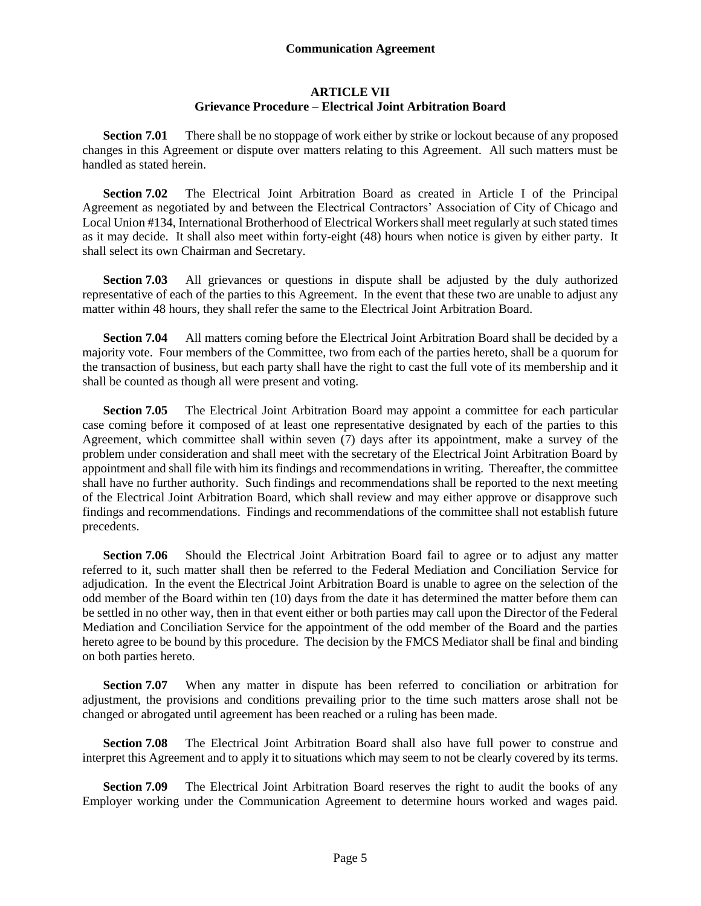## ARTICLE VII
### Grievance Procedure – Electrical Joint Arbitration Board

**Section 7.01** There shall be no stoppage of work either by strike or lockout because of any proposed changes in this Agreement or dispute over matters relating to this Agreement. All such matters must be handled as stated herein.

**Section 7.02** The Electrical Joint Arbitration Board as created in Article I of the Principal Agreement as negotiated by and between the Electrical Contractors' Association of City of Chicago and Local Union #134, International Brotherhood of Electrical Workers shall meet regularly at such stated times as it may decide. It shall also meet within forty-eight (48) hours when notice is given by either party. It shall select its own Chairman and Secretary.

**Section 7.03** All grievances or questions in dispute shall be adjusted by the duly authorized representative of each of the parties to this Agreement. In the event that these two are unable to adjust any matter within 48 hours, they shall refer the same to the Electrical Joint Arbitration Board.

**Section 7.04** All matters coming before the Electrical Joint Arbitration Board shall be decided by a majority vote. Four members of the Committee, two from each of the parties hereto, shall be a quorum for the transaction of business, but each party shall have the right to cast the full vote of its membership and it shall be counted as though all were present and voting.

**Section 7.05** The Electrical Joint Arbitration Board may appoint a committee for each particular case coming before it composed of at least one representative designated by each of the parties to this Agreement, which committee shall within seven (7) days after its appointment, make a survey of the problem under consideration and shall meet with the secretary of the Electrical Joint Arbitration Board by appointment and shall file with him its findings and recommendations in writing. Thereafter, the committee shall have no further authority. Such findings and recommendations shall be reported to the next meeting of the Electrical Joint Arbitration Board, which shall review and may either approve or disapprove such findings and recommendations. Findings and recommendations of the committee shall not establish future precedents.

**Section 7.06** Should the Electrical Joint Arbitration Board fail to agree or to adjust any matter referred to it, such matter shall then be referred to the Federal Mediation and Conciliation Service for adjudication. In the event the Electrical Joint Arbitration Board is unable to agree on the selection of the odd member of the Board within ten (10) days from the date it has determined the matter before them can be settled in no other way, then in that event either or both parties may call upon the Director of the Federal Mediation and Conciliation Service for the appointment of the odd member of the Board and the parties hereto agree to be bound by this procedure. The decision by the FMCS Mediator shall be final and binding on both parties hereto.

**Section 7.07** When any matter in dispute has been referred to conciliation or arbitration for adjustment, the provisions and conditions prevailing prior to the time such matters arose shall not be changed or abrogated until agreement has been reached or a ruling has been made.

**Section 7.08** The Electrical Joint Arbitration Board shall also have full power to construe and interpret this Agreement and to apply it to situations which may seem to not be clearly covered by its terms.

**Section 7.09** The Electrical Joint Arbitration Board reserves the right to audit the books of any Employer working under the Communication Agreement to determine hours worked and wages paid.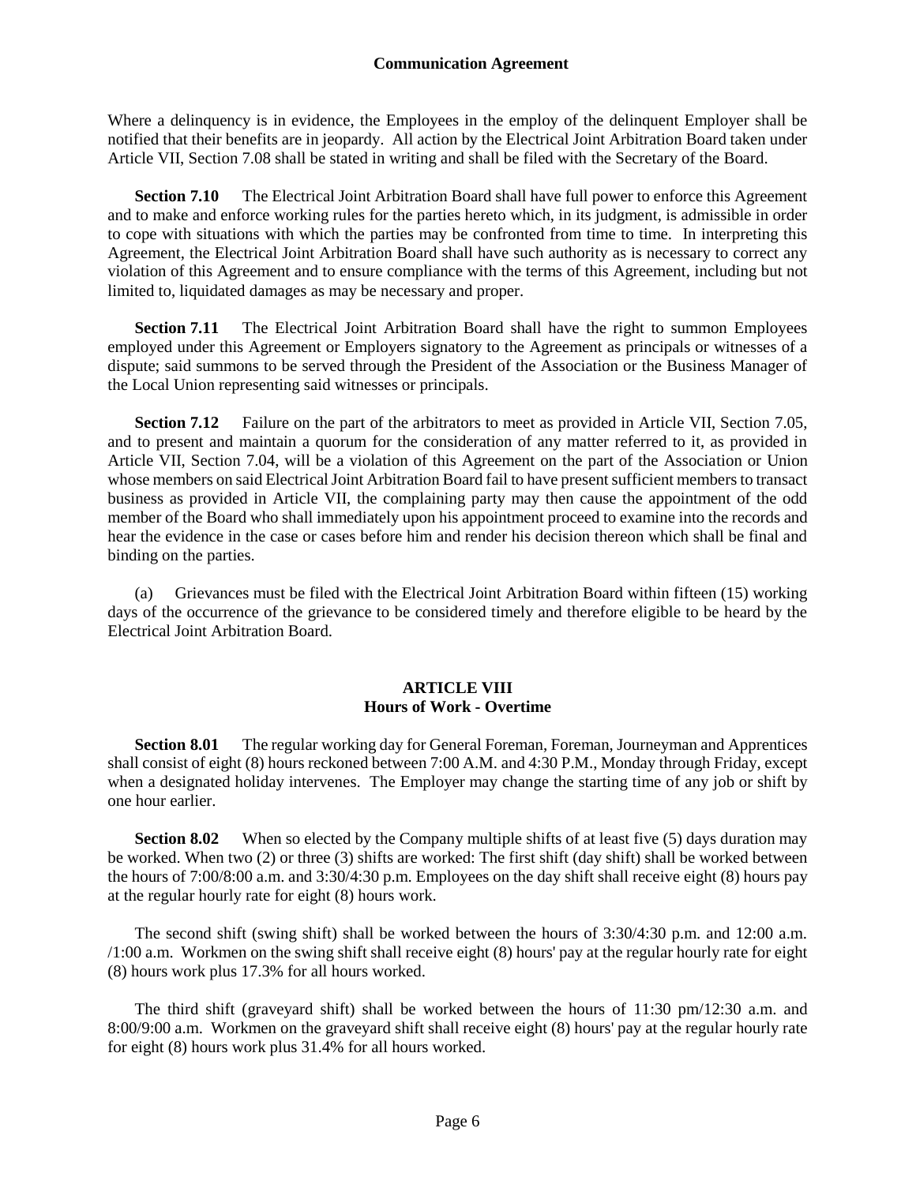Where a delinquency is in evidence, the Employees in the employ of the delinquent Employer shall be notified that their benefits are in jeopardy. All action by the Electrical Joint Arbitration Board taken under Article VII, Section 7.08 shall be stated in writing and shall be filed with the Secretary of the Board.

**Section 7.10** The Electrical Joint Arbitration Board shall have full power to enforce this Agreement and to make and enforce working rules for the parties hereto which, in its judgment, is admissible in order to cope with situations with which the parties may be confronted from time to time. In interpreting this Agreement, the Electrical Joint Arbitration Board shall have such authority as is necessary to correct any violation of this Agreement and to ensure compliance with the terms of this Agreement, including but not limited to, liquidated damages as may be necessary and proper.

**Section 7.11** The Electrical Joint Arbitration Board shall have the right to summon Employees employed under this Agreement or Employers signatory to the Agreement as principals or witnesses of a dispute; said summons to be served through the President of the Association or the Business Manager of the Local Union representing said witnesses or principals.

**Section 7.12** Failure on the part of the arbitrators to meet as provided in Article VII, Section 7.05, and to present and maintain a quorum for the consideration of any matter referred to it, as provided in Article VII, Section 7.04, will be a violation of this Agreement on the part of the Association or Union whose members on said Electrical Joint Arbitration Board fail to have present sufficient members to transact business as provided in Article VII, the complaining party may then cause the appointment of the odd member of the Board who shall immediately upon his appointment proceed to examine into the records and hear the evidence in the case or cases before him and render his decision thereon which shall be final and binding on the parties.

(a) Grievances must be filed with the Electrical Joint Arbitration Board within fifteen (15) working days of the occurrence of the grievance to be considered timely and therefore eligible to be heard by the Electrical Joint Arbitration Board.

## ARTICLE VIII
## Hours of Work - Overtime

**Section 8.01** The regular working day for General Foreman, Foreman, Journeyman and Apprentices shall consist of eight (8) hours reckoned between 7:00 A.M. and 4:30 P.M., Monday through Friday, except when a designated holiday intervenes. The Employer may change the starting time of any job or shift by one hour earlier.

**Section 8.02** When so elected by the Company multiple shifts of at least five (5) days duration may be worked. When two (2) or three (3) shifts are worked: The first shift (day shift) shall be worked between the hours of 7:00/8:00 a.m. and 3:30/4:30 p.m. Employees on the day shift shall receive eight (8) hours pay at the regular hourly rate for eight (8) hours work.

The second shift (swing shift) shall be worked between the hours of 3:30/4:30 p.m. and 12:00 a.m. /1:00 a.m. Workmen on the swing shift shall receive eight (8) hours' pay at the regular hourly rate for eight (8) hours work plus 17.3% for all hours worked.

The third shift (graveyard shift) shall be worked between the hours of 11:30 pm/12:30 a.m. and 8:00/9:00 a.m. Workmen on the graveyard shift shall receive eight (8) hours' pay at the regular hourly rate for eight (8) hours work plus 31.4% for all hours worked.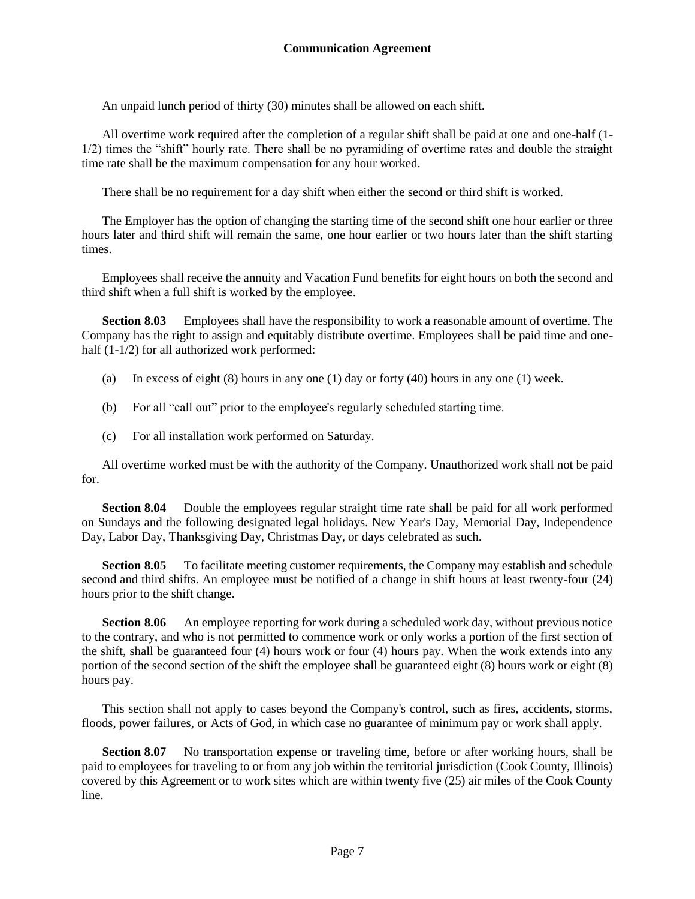An unpaid lunch period of thirty (30) minutes shall be allowed on each shift.

All overtime work required after the completion of a regular shift shall be paid at one and one-half (1-1/2) times the "shift" hourly rate. There shall be no pyramiding of overtime rates and double the straight time rate shall be the maximum compensation for any hour worked.

There shall be no requirement for a day shift when either the second or third shift is worked.

The Employer has the option of changing the starting time of the second shift one hour earlier or three hours later and third shift will remain the same, one hour earlier or two hours later than the shift starting times.

Employees shall receive the annuity and Vacation Fund benefits for eight hours on both the second and third shift when a full shift is worked by the employee.

**Section 8.03** Employees shall have the responsibility to work a reasonable amount of overtime. The Company has the right to assign and equitably distribute overtime. Employees shall be paid time and one-half (1-1/2) for all authorized work performed:

(a) In excess of eight (8) hours in any one (1) day or forty (40) hours in any one (1) week.

(b) For all "call out" prior to the employee's regularly scheduled starting time.

(c) For all installation work performed on Saturday.

All overtime worked must be with the authority of the Company. Unauthorized work shall not be paid for.

**Section 8.04** Double the employees regular straight time rate shall be paid for all work performed on Sundays and the following designated legal holidays. New Year's Day, Memorial Day, Independence Day, Labor Day, Thanksgiving Day, Christmas Day, or days celebrated as such.

**Section 8.05** To facilitate meeting customer requirements, the Company may establish and schedule second and third shifts. An employee must be notified of a change in shift hours at least twenty-four (24) hours prior to the shift change.

**Section 8.06** An employee reporting for work during a scheduled work day, without previous notice to the contrary, and who is not permitted to commence work or only works a portion of the first section of the shift, shall be guaranteed four (4) hours work or four (4) hours pay. When the work extends into any portion of the second section of the shift the employee shall be guaranteed eight (8) hours work or eight (8) hours pay.

This section shall not apply to cases beyond the Company's control, such as fires, accidents, storms, floods, power failures, or Acts of God, in which case no guarantee of minimum pay or work shall apply.

**Section 8.07** No transportation expense or traveling time, before or after working hours, shall be paid to employees for traveling to or from any job within the territorial jurisdiction (Cook County, Illinois) covered by this Agreement or to work sites which are within twenty five (25) air miles of the Cook County line.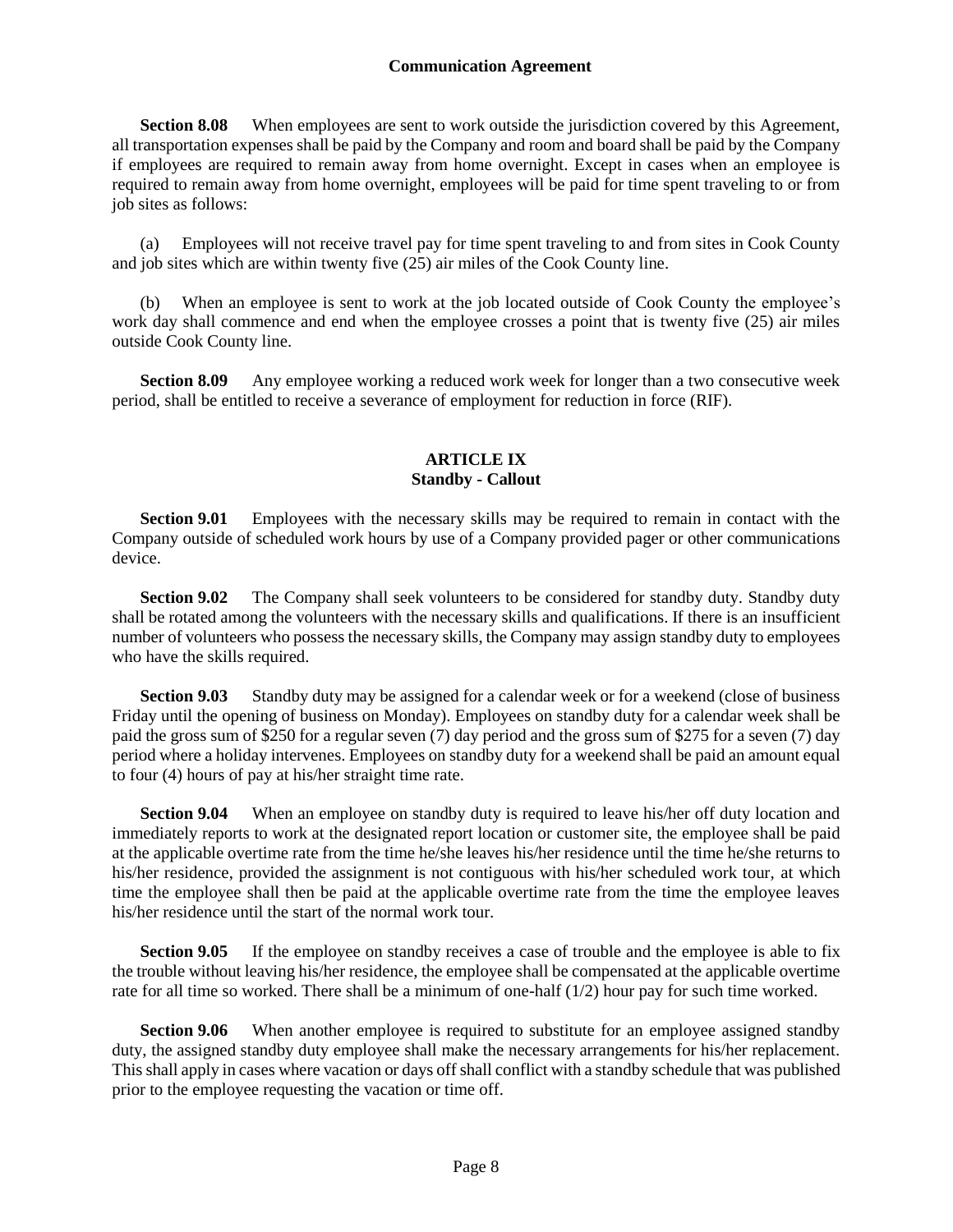**Section 8.08** When employees are sent to work outside the jurisdiction covered by this Agreement, all transportation expenses shall be paid by the Company and room and board shall be paid by the Company if employees are required to remain away from home overnight. Except in cases when an employee is required to remain away from home overnight, employees will be paid for time spent traveling to or from job sites as follows:

(a) Employees will not receive travel pay for time spent traveling to and from sites in Cook County and job sites which are within twenty five (25) air miles of the Cook County line.

(b) When an employee is sent to work at the job located outside of Cook County the employee's work day shall commence and end when the employee crosses a point that is twenty five (25) air miles outside Cook County line.

**Section 8.09** Any employee working a reduced work week for longer than a two consecutive week period, shall be entitled to receive a severance of employment for reduction in force (RIF).

## ARTICLE IX
## Standby - Callout

**Section 9.01** Employees with the necessary skills may be required to remain in contact with the Company outside of scheduled work hours by use of a Company provided pager or other communications device.

**Section 9.02** The Company shall seek volunteers to be considered for standby duty. Standby duty shall be rotated among the volunteers with the necessary skills and qualifications. If there is an insufficient number of volunteers who possess the necessary skills, the Company may assign standby duty to employees who have the skills required.

**Section 9.03** Standby duty may be assigned for a calendar week or for a weekend (close of business Friday until the opening of business on Monday). Employees on standby duty for a calendar week shall be paid the gross sum of $250 for a regular seven (7) day period and the gross sum of $275 for a seven (7) day period where a holiday intervenes. Employees on standby duty for a weekend shall be paid an amount equal to four (4) hours of pay at his/her straight time rate.

**Section 9.04** When an employee on standby duty is required to leave his/her off duty location and immediately reports to work at the designated report location or customer site, the employee shall be paid at the applicable overtime rate from the time he/she leaves his/her residence until the time he/she returns to his/her residence, provided the assignment is not contiguous with his/her scheduled work tour, at which time the employee shall then be paid at the applicable overtime rate from the time the employee leaves his/her residence until the start of the normal work tour.

**Section 9.05** If the employee on standby receives a case of trouble and the employee is able to fix the trouble without leaving his/her residence, the employee shall be compensated at the applicable overtime rate for all time so worked. There shall be a minimum of one-half (1/2) hour pay for such time worked.

**Section 9.06** When another employee is required to substitute for an employee assigned standby duty, the assigned standby duty employee shall make the necessary arrangements for his/her replacement. This shall apply in cases where vacation or days off shall conflict with a standby schedule that was published prior to the employee requesting the vacation or time off.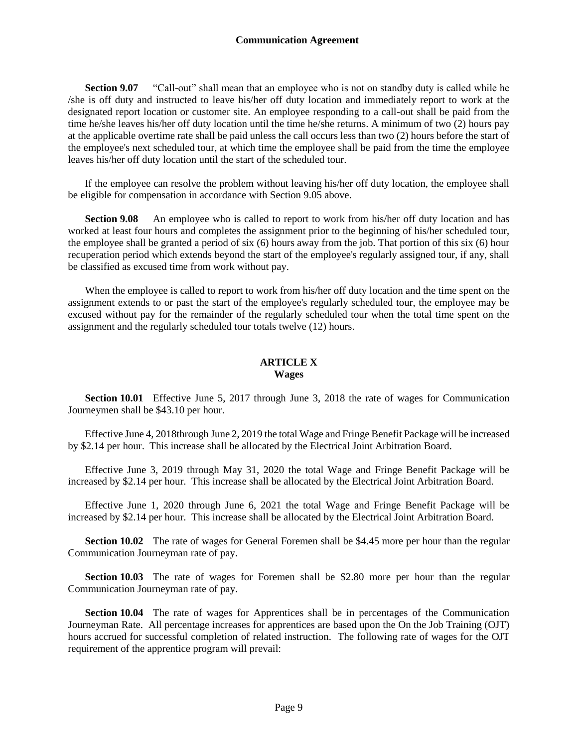**Section 9.07** "Call-out" shall mean that an employee who is not on standby duty is called while he /she is off duty and instructed to leave his/her off duty location and immediately report to work at the designated report location or customer site. An employee responding to a call-out shall be paid from the time he/she leaves his/her off duty location until the time he/she returns. A minimum of two (2) hours pay at the applicable overtime rate shall be paid unless the call occurs less than two (2) hours before the start of the employee's next scheduled tour, at which time the employee shall be paid from the time the employee leaves his/her off duty location until the start of the scheduled tour.

If the employee can resolve the problem without leaving his/her off duty location, the employee shall be eligible for compensation in accordance with Section 9.05 above.

**Section 9.08** An employee who is called to report to work from his/her off duty location and has worked at least four hours and completes the assignment prior to the beginning of his/her scheduled tour, the employee shall be granted a period of six (6) hours away from the job. That portion of this six (6) hour recuperation period which extends beyond the start of the employee's regularly assigned tour, if any, shall be classified as excused time from work without pay.

When the employee is called to report to work from his/her off duty location and the time spent on the assignment extends to or past the start of the employee's regularly scheduled tour, the employee may be excused without pay for the remainder of the regularly scheduled tour when the total time spent on the assignment and the regularly scheduled tour totals twelve (12) hours.

## ARTICLE X
## Wages

**Section 10.01** Effective June 5, 2017 through June 3, 2018 the rate of wages for Communication Journeymen shall be $43.10 per hour.

Effective June 4, 2018through June 2, 2019 the total Wage and Fringe Benefit Package will be increased by $2.14 per hour. This increase shall be allocated by the Electrical Joint Arbitration Board.

Effective June 3, 2019 through May 31, 2020 the total Wage and Fringe Benefit Package will be increased by $2.14 per hour. This increase shall be allocated by the Electrical Joint Arbitration Board.

Effective June 1, 2020 through June 6, 2021 the total Wage and Fringe Benefit Package will be increased by $2.14 per hour. This increase shall be allocated by the Electrical Joint Arbitration Board.

**Section 10.02** The rate of wages for General Foremen shall be $4.45 more per hour than the regular Communication Journeyman rate of pay.

**Section 10.03** The rate of wages for Foremen shall be $2.80 more per hour than the regular Communication Journeyman rate of pay.

**Section 10.04** The rate of wages for Apprentices shall be in percentages of the Communication Journeyman Rate. All percentage increases for apprentices are based upon the On the Job Training (OJT) hours accrued for successful completion of related instruction. The following rate of wages for the OJT requirement of the apprentice program will prevail: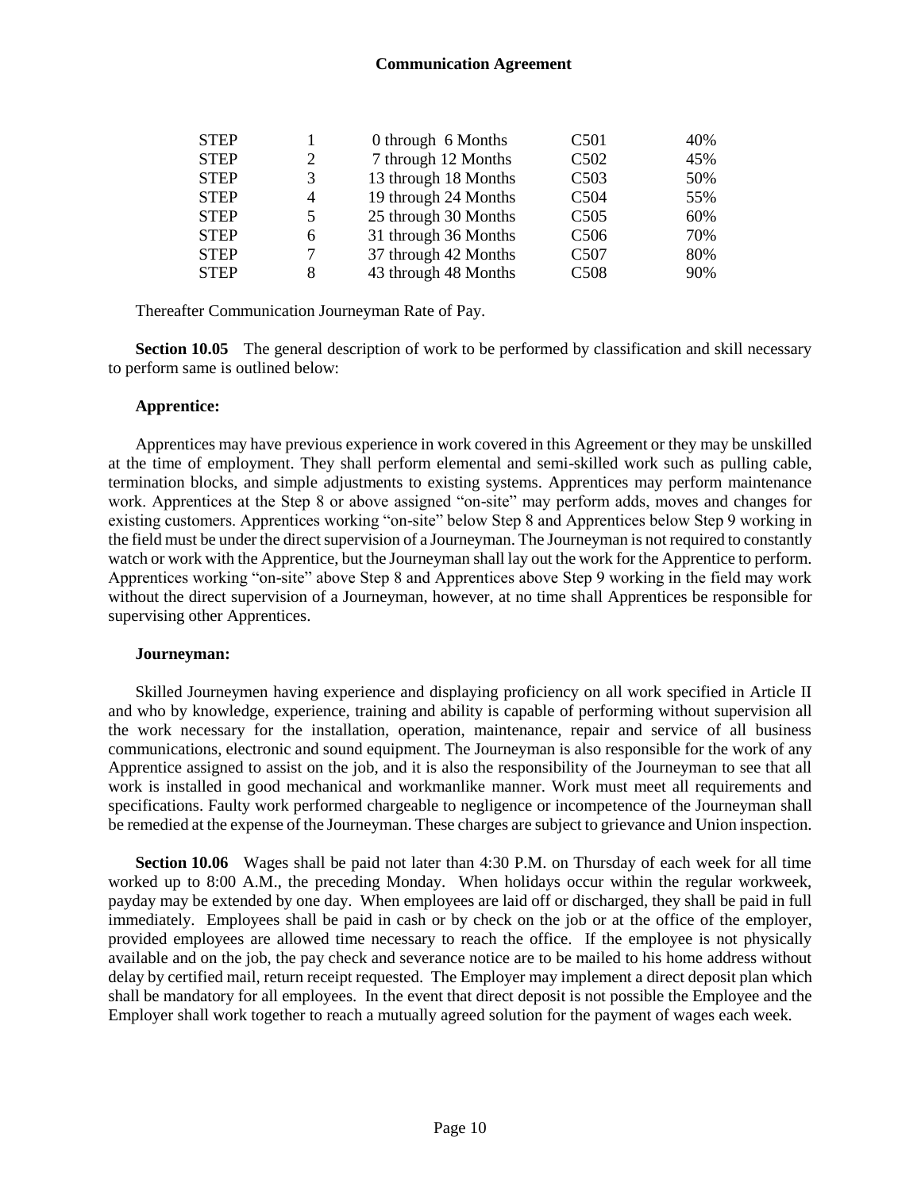| STEP | 1 | 0 through 6 Months | C501 | 40% |
|---|---|---|---|---|
| STEP | 2 | 7 through 12 Months | C502 | 45% |
| STEP | 3 | 13 through 18 Months | C503 | 50% |
| STEP | 4 | 19 through 24 Months | C504 | 55% |
| STEP | 5 | 25 through 30 Months | C505 | 60% |
| STEP | 6 | 31 through 36 Months | C506 | 70% |
| STEP | 7 | 37 through 42 Months | C507 | 80% |
| STEP | 8 | 43 through 48 Months | C508 | 90% |

Thereafter Communication Journeyman Rate of Pay.

**Section 10.05** The general description of work to be performed by classification and skill necessary to perform same is outlined below:

**Apprentice:**

Apprentices may have previous experience in work covered in this Agreement or they may be unskilled at the time of employment. They shall perform elemental and semi-skilled work such as pulling cable, termination blocks, and simple adjustments to existing systems. Apprentices may perform maintenance work. Apprentices at the Step 8 or above assigned "on-site" may perform adds, moves and changes for existing customers. Apprentices working "on-site" below Step 8 and Apprentices below Step 9 working in the field must be under the direct supervision of a Journeyman. The Journeyman is not required to constantly watch or work with the Apprentice, but the Journeyman shall lay out the work for the Apprentice to perform. Apprentices working "on-site" above Step 8 and Apprentices above Step 9 working in the field may work without the direct supervision of a Journeyman, however, at no time shall Apprentices be responsible for supervising other Apprentices.

**Journeyman:**

Skilled Journeymen having experience and displaying proficiency on all work specified in Article II and who by knowledge, experience, training and ability is capable of performing without supervision all the work necessary for the installation, operation, maintenance, repair and service of all business communications, electronic and sound equipment. The Journeyman is also responsible for the work of any Apprentice assigned to assist on the job, and it is also the responsibility of the Journeyman to see that all work is installed in good mechanical and workmanlike manner. Work must meet all requirements and specifications. Faulty work performed chargeable to negligence or incompetence of the Journeyman shall be remedied at the expense of the Journeyman. These charges are subject to grievance and Union inspection.

**Section 10.06** Wages shall be paid not later than 4:30 P.M. on Thursday of each week for all time worked up to 8:00 A.M., the preceding Monday. When holidays occur within the regular workweek, payday may be extended by one day. When employees are laid off or discharged, they shall be paid in full immediately. Employees shall be paid in cash or by check on the job or at the office of the employer, provided employees are allowed time necessary to reach the office. If the employee is not physically available and on the job, the pay check and severance notice are to be mailed to his home address without delay by certified mail, return receipt requested. The Employer may implement a direct deposit plan which shall be mandatory for all employees. In the event that direct deposit is not possible the Employee and the Employer shall work together to reach a mutually agreed solution for the payment of wages each week.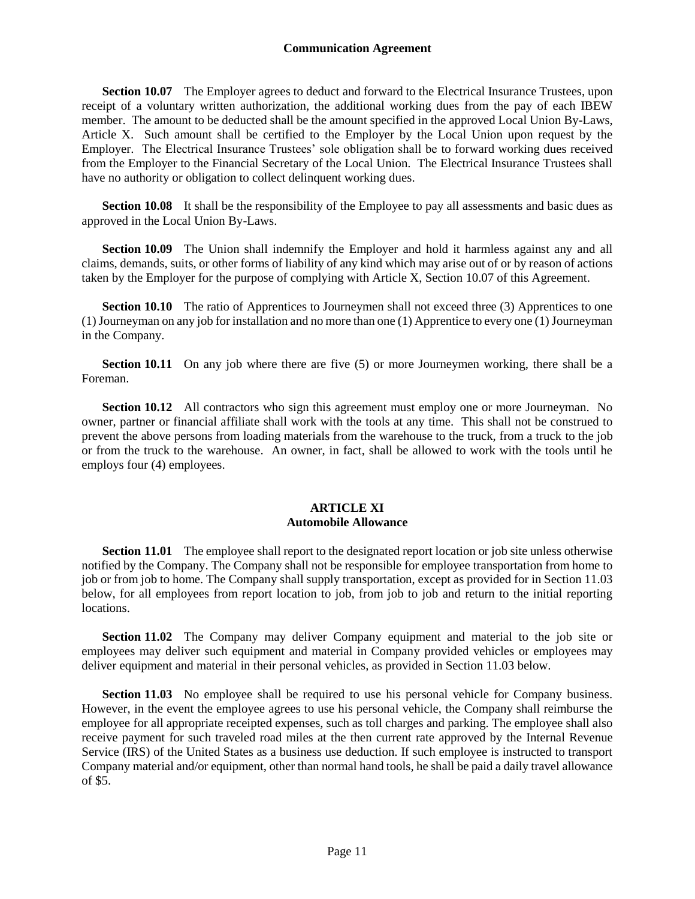**Section 10.07** The Employer agrees to deduct and forward to the Electrical Insurance Trustees, upon receipt of a voluntary written authorization, the additional working dues from the pay of each IBEW member. The amount to be deducted shall be the amount specified in the approved Local Union By-Laws, Article X. Such amount shall be certified to the Employer by the Local Union upon request by the Employer. The Electrical Insurance Trustees' sole obligation shall be to forward working dues received from the Employer to the Financial Secretary of the Local Union. The Electrical Insurance Trustees shall have no authority or obligation to collect delinquent working dues.

**Section 10.08** It shall be the responsibility of the Employee to pay all assessments and basic dues as approved in the Local Union By-Laws.

**Section 10.09** The Union shall indemnify the Employer and hold it harmless against any and all claims, demands, suits, or other forms of liability of any kind which may arise out of or by reason of actions taken by the Employer for the purpose of complying with Article X, Section 10.07 of this Agreement.

**Section 10.10** The ratio of Apprentices to Journeymen shall not exceed three (3) Apprentices to one (1) Journeyman on any job for installation and no more than one (1) Apprentice to every one (1) Journeyman in the Company.

**Section 10.11** On any job where there are five (5) or more Journeymen working, there shall be a Foreman.

**Section 10.12** All contractors who sign this agreement must employ one or more Journeyman. No owner, partner or financial affiliate shall work with the tools at any time. This shall not be construed to prevent the above persons from loading materials from the warehouse to the truck, from a truck to the job or from the truck to the warehouse. An owner, in fact, shall be allowed to work with the tools until he employs four (4) employees.

## ARTICLE XI
## Automobile Allowance

**Section 11.01** The employee shall report to the designated report location or job site unless otherwise notified by the Company. The Company shall not be responsible for employee transportation from home to job or from job to home. The Company shall supply transportation, except as provided for in Section 11.03 below, for all employees from report location to job, from job to job and return to the initial reporting locations.

**Section 11.02** The Company may deliver Company equipment and material to the job site or employees may deliver such equipment and material in Company provided vehicles or employees may deliver equipment and material in their personal vehicles, as provided in Section 11.03 below.

**Section 11.03** No employee shall be required to use his personal vehicle for Company business. However, in the event the employee agrees to use his personal vehicle, the Company shall reimburse the employee for all appropriate receipted expenses, such as toll charges and parking. The employee shall also receive payment for such traveled road miles at the then current rate approved by the Internal Revenue Service (IRS) of the United States as a business use deduction. If such employee is instructed to transport Company material and/or equipment, other than normal hand tools, he shall be paid a daily travel allowance of $5.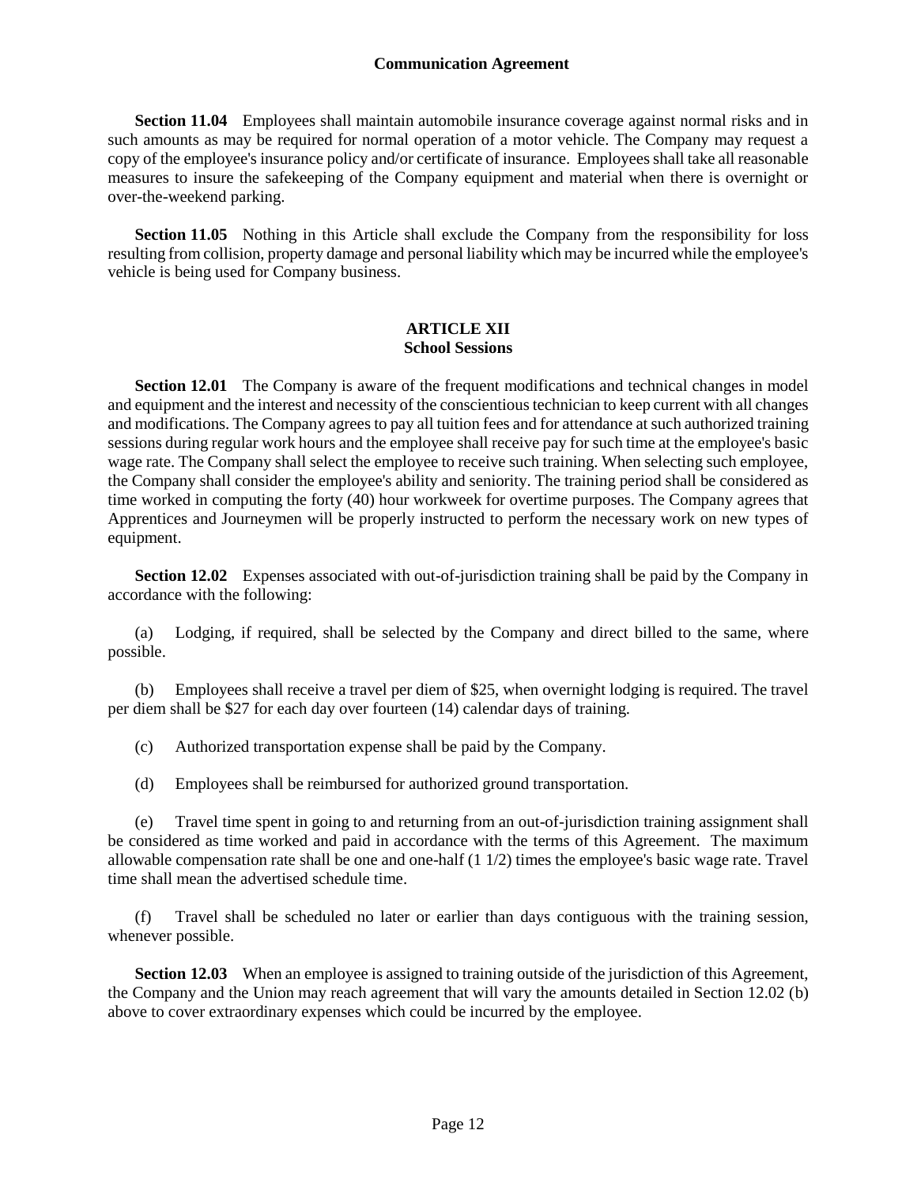**Section 11.04** Employees shall maintain automobile insurance coverage against normal risks and in such amounts as may be required for normal operation of a motor vehicle. The Company may request a copy of the employee's insurance policy and/or certificate of insurance. Employees shall take all reasonable measures to insure the safekeeping of the Company equipment and material when there is overnight or over-the-weekend parking.

**Section 11.05** Nothing in this Article shall exclude the Company from the responsibility for loss resulting from collision, property damage and personal liability which may be incurred while the employee's vehicle is being used for Company business.

## ARTICLE XII
## School Sessions

**Section 12.01** The Company is aware of the frequent modifications and technical changes in model and equipment and the interest and necessity of the conscientious technician to keep current with all changes and modifications. The Company agrees to pay all tuition fees and for attendance at such authorized training sessions during regular work hours and the employee shall receive pay for such time at the employee's basic wage rate. The Company shall select the employee to receive such training. When selecting such employee, the Company shall consider the employee's ability and seniority. The training period shall be considered as time worked in computing the forty (40) hour workweek for overtime purposes. The Company agrees that Apprentices and Journeymen will be properly instructed to perform the necessary work on new types of equipment.

**Section 12.02** Expenses associated with out-of-jurisdiction training shall be paid by the Company in accordance with the following:

(a) Lodging, if required, shall be selected by the Company and direct billed to the same, where possible.

(b) Employees shall receive a travel per diem of $25, when overnight lodging is required. The travel per diem shall be $27 for each day over fourteen (14) calendar days of training.

(c) Authorized transportation expense shall be paid by the Company.

(d) Employees shall be reimbursed for authorized ground transportation.

(e) Travel time spent in going to and returning from an out-of-jurisdiction training assignment shall be considered as time worked and paid in accordance with the terms of this Agreement. The maximum allowable compensation rate shall be one and one-half (1 1/2) times the employee's basic wage rate. Travel time shall mean the advertised schedule time.

(f) Travel shall be scheduled no later or earlier than days contiguous with the training session, whenever possible.

**Section 12.03** When an employee is assigned to training outside of the jurisdiction of this Agreement, the Company and the Union may reach agreement that will vary the amounts detailed in Section 12.02 (b) above to cover extraordinary expenses which could be incurred by the employee.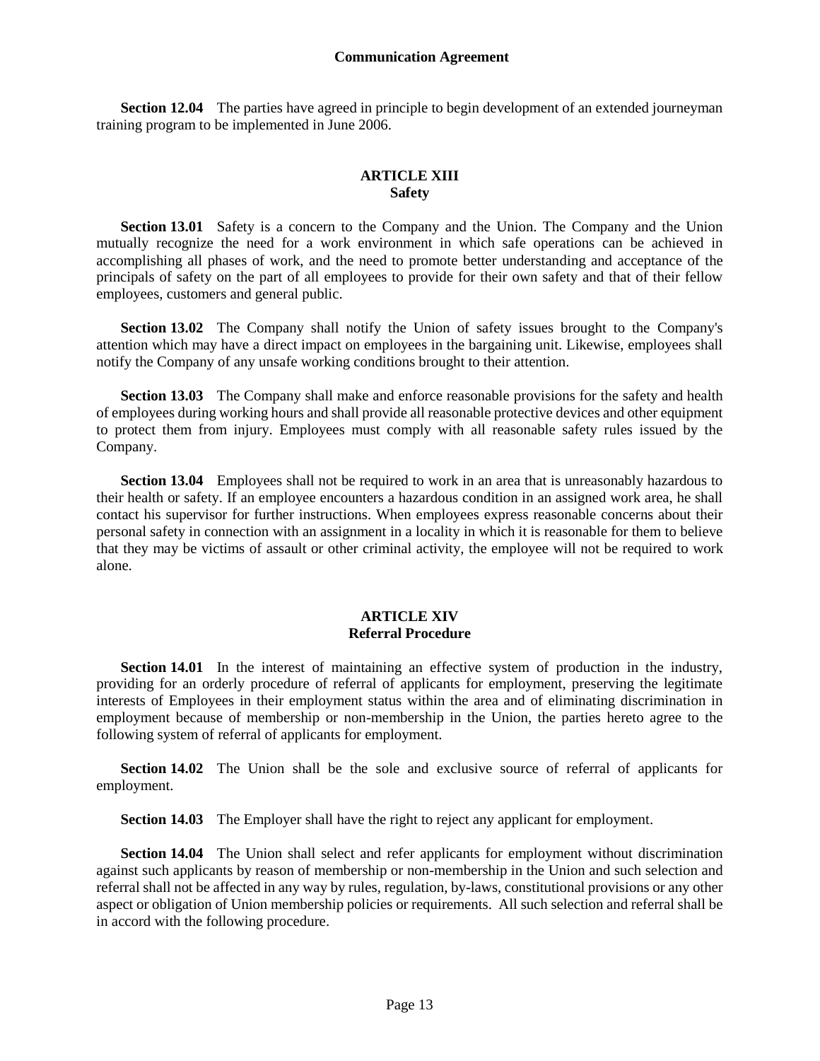**Section 12.04** The parties have agreed in principle to begin development of an extended journeyman training program to be implemented in June 2006.

## ARTICLE XIII
## Safety

**Section 13.01** Safety is a concern to the Company and the Union. The Company and the Union mutually recognize the need for a work environment in which safe operations can be achieved in accomplishing all phases of work, and the need to promote better understanding and acceptance of the principals of safety on the part of all employees to provide for their own safety and that of their fellow employees, customers and general public.

**Section 13.02** The Company shall notify the Union of safety issues brought to the Company's attention which may have a direct impact on employees in the bargaining unit. Likewise, employees shall notify the Company of any unsafe working conditions brought to their attention.

**Section 13.03** The Company shall make and enforce reasonable provisions for the safety and health of employees during working hours and shall provide all reasonable protective devices and other equipment to protect them from injury. Employees must comply with all reasonable safety rules issued by the Company.

**Section 13.04** Employees shall not be required to work in an area that is unreasonably hazardous to their health or safety. If an employee encounters a hazardous condition in an assigned work area, he shall contact his supervisor for further instructions. When employees express reasonable concerns about their personal safety in connection with an assignment in a locality in which it is reasonable for them to believe that they may be victims of assault or other criminal activity, the employee will not be required to work alone.

## ARTICLE XIV
## Referral Procedure

**Section 14.01** In the interest of maintaining an effective system of production in the industry, providing for an orderly procedure of referral of applicants for employment, preserving the legitimate interests of Employees in their employment status within the area and of eliminating discrimination in employment because of membership or non-membership in the Union, the parties hereto agree to the following system of referral of applicants for employment.

**Section 14.02** The Union shall be the sole and exclusive source of referral of applicants for employment.

**Section 14.03** The Employer shall have the right to reject any applicant for employment.

**Section 14.04** The Union shall select and refer applicants for employment without discrimination against such applicants by reason of membership or non-membership in the Union and such selection and referral shall not be affected in any way by rules, regulation, by-laws, constitutional provisions or any other aspect or obligation of Union membership policies or requirements. All such selection and referral shall be in accord with the following procedure.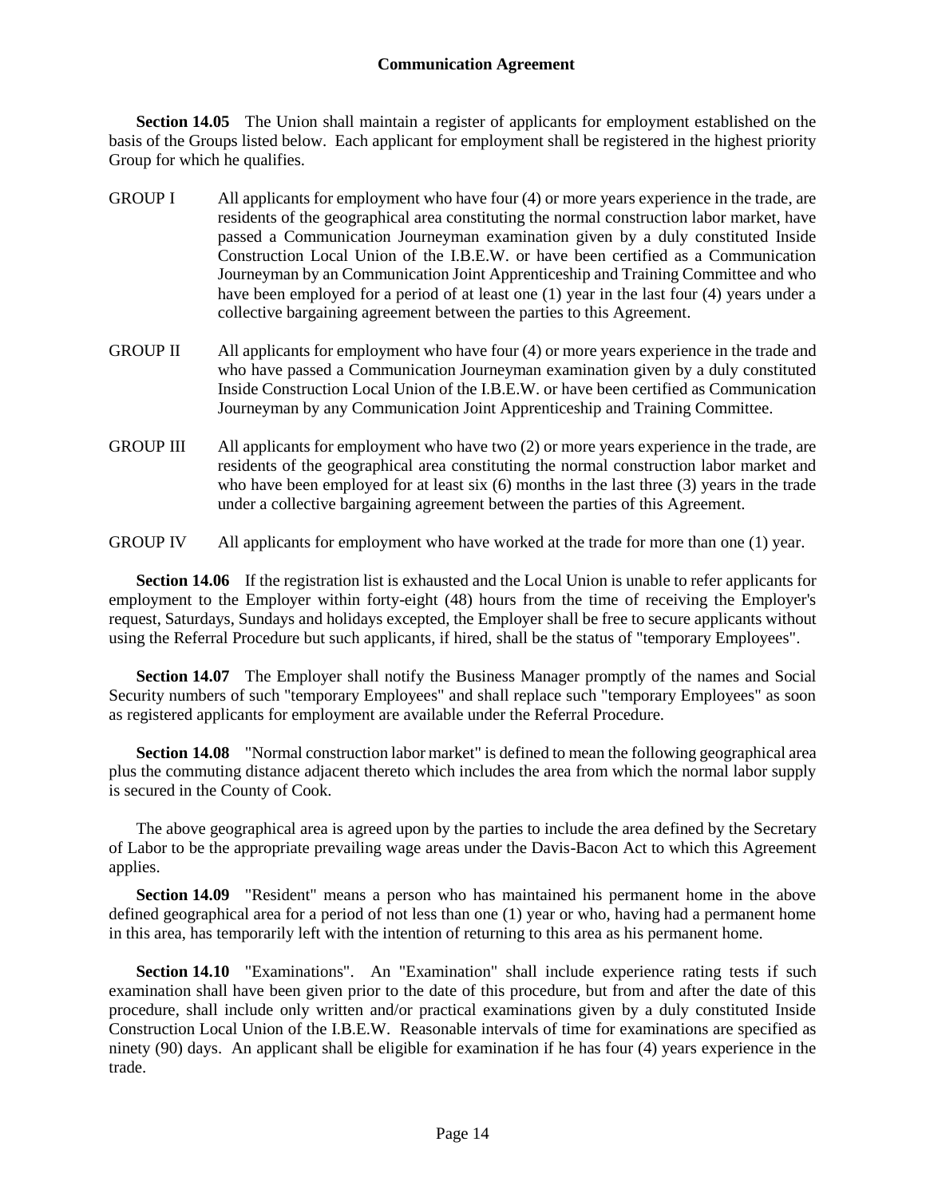**Section 14.05** The Union shall maintain a register of applicants for employment established on the basis of the Groups listed below. Each applicant for employment shall be registered in the highest priority Group for which he qualifies.

GROUP I All applicants for employment who have four (4) or more years experience in the trade, are residents of the geographical area constituting the normal construction labor market, have passed a Communication Journeyman examination given by a duly constituted Inside Construction Local Union of the I.B.E.W. or have been certified as a Communication Journeyman by an Communication Joint Apprenticeship and Training Committee and who have been employed for a period of at least one (1) year in the last four (4) years under a collective bargaining agreement between the parties to this Agreement.

GROUP II All applicants for employment who have four (4) or more years experience in the trade and who have passed a Communication Journeyman examination given by a duly constituted Inside Construction Local Union of the I.B.E.W. or have been certified as Communication Journeyman by any Communication Joint Apprenticeship and Training Committee.

GROUP III All applicants for employment who have two (2) or more years experience in the trade, are residents of the geographical area constituting the normal construction labor market and who have been employed for at least six (6) months in the last three (3) years in the trade under a collective bargaining agreement between the parties of this Agreement.

GROUP IV All applicants for employment who have worked at the trade for more than one (1) year.

**Section 14.06** If the registration list is exhausted and the Local Union is unable to refer applicants for employment to the Employer within forty-eight (48) hours from the time of receiving the Employer's request, Saturdays, Sundays and holidays excepted, the Employer shall be free to secure applicants without using the Referral Procedure but such applicants, if hired, shall be the status of "temporary Employees".

**Section 14.07** The Employer shall notify the Business Manager promptly of the names and Social Security numbers of such "temporary Employees" and shall replace such "temporary Employees" as soon as registered applicants for employment are available under the Referral Procedure.

**Section 14.08** "Normal construction labor market" is defined to mean the following geographical area plus the commuting distance adjacent thereto which includes the area from which the normal labor supply is secured in the County of Cook.

The above geographical area is agreed upon by the parties to include the area defined by the Secretary of Labor to be the appropriate prevailing wage areas under the Davis-Bacon Act to which this Agreement applies.

**Section 14.09** "Resident" means a person who has maintained his permanent home in the above defined geographical area for a period of not less than one (1) year or who, having had a permanent home in this area, has temporarily left with the intention of returning to this area as his permanent home.

**Section 14.10** "Examinations". An "Examination" shall include experience rating tests if such examination shall have been given prior to the date of this procedure, but from and after the date of this procedure, shall include only written and/or practical examinations given by a duly constituted Inside Construction Local Union of the I.B.E.W. Reasonable intervals of time for examinations are specified as ninety (90) days. An applicant shall be eligible for examination if he has four (4) years experience in the trade.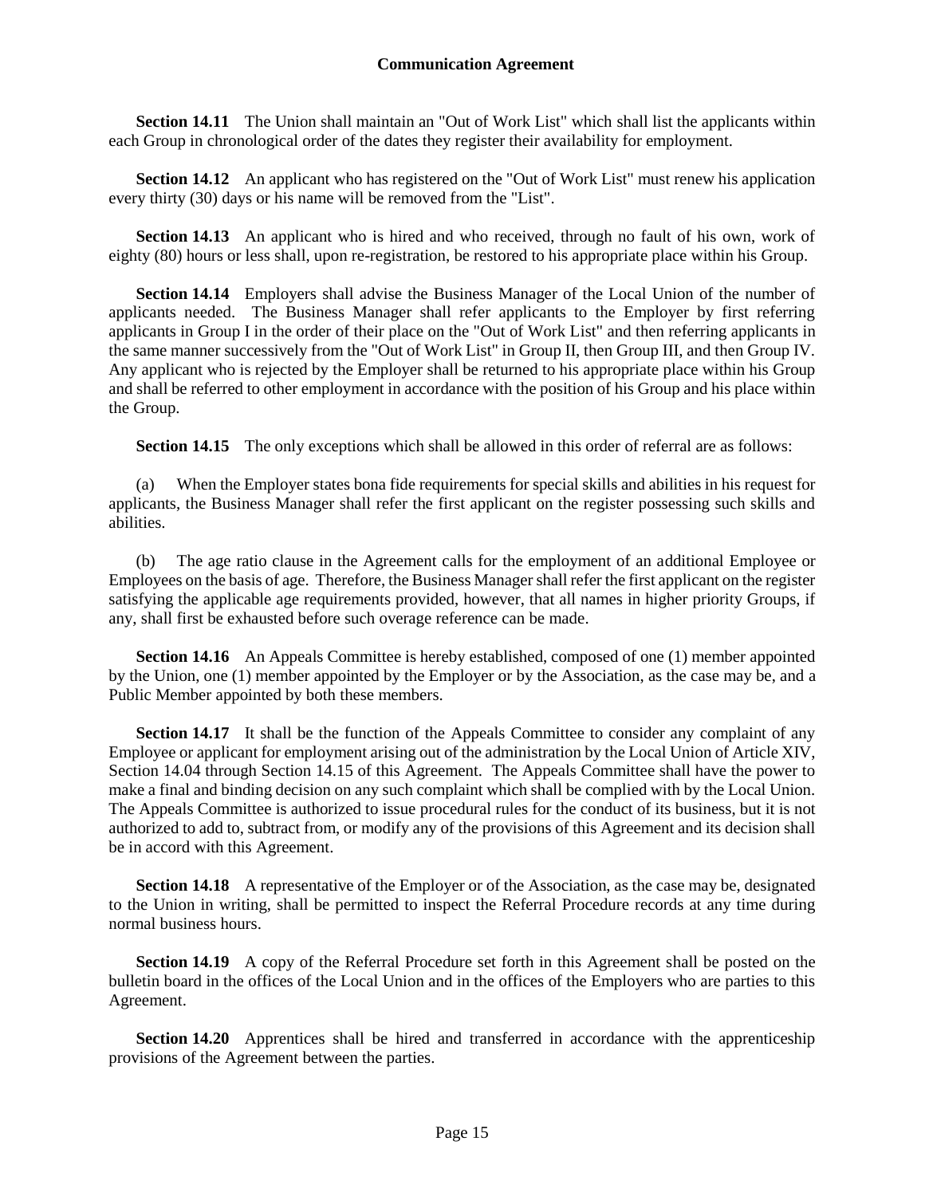**Section 14.11** The Union shall maintain an "Out of Work List" which shall list the applicants within each Group in chronological order of the dates they register their availability for employment.

**Section 14.12** An applicant who has registered on the "Out of Work List" must renew his application every thirty (30) days or his name will be removed from the "List".

**Section 14.13** An applicant who is hired and who received, through no fault of his own, work of eighty (80) hours or less shall, upon re-registration, be restored to his appropriate place within his Group.

**Section 14.14** Employers shall advise the Business Manager of the Local Union of the number of applicants needed. The Business Manager shall refer applicants to the Employer by first referring applicants in Group I in the order of their place on the "Out of Work List" and then referring applicants in the same manner successively from the "Out of Work List" in Group II, then Group III, and then Group IV. Any applicant who is rejected by the Employer shall be returned to his appropriate place within his Group and shall be referred to other employment in accordance with the position of his Group and his place within the Group.

**Section 14.15** The only exceptions which shall be allowed in this order of referral are as follows:

(a) When the Employer states bona fide requirements for special skills and abilities in his request for applicants, the Business Manager shall refer the first applicant on the register possessing such skills and abilities.

(b) The age ratio clause in the Agreement calls for the employment of an additional Employee or Employees on the basis of age. Therefore, the Business Manager shall refer the first applicant on the register satisfying the applicable age requirements provided, however, that all names in higher priority Groups, if any, shall first be exhausted before such overage reference can be made.

**Section 14.16** An Appeals Committee is hereby established, composed of one (1) member appointed by the Union, one (1) member appointed by the Employer or by the Association, as the case may be, and a Public Member appointed by both these members.

**Section 14.17** It shall be the function of the Appeals Committee to consider any complaint of any Employee or applicant for employment arising out of the administration by the Local Union of Article XIV, Section 14.04 through Section 14.15 of this Agreement. The Appeals Committee shall have the power to make a final and binding decision on any such complaint which shall be complied with by the Local Union. The Appeals Committee is authorized to issue procedural rules for the conduct of its business, but it is not authorized to add to, subtract from, or modify any of the provisions of this Agreement and its decision shall be in accord with this Agreement.

**Section 14.18** A representative of the Employer or of the Association, as the case may be, designated to the Union in writing, shall be permitted to inspect the Referral Procedure records at any time during normal business hours.

**Section 14.19** A copy of the Referral Procedure set forth in this Agreement shall be posted on the bulletin board in the offices of the Local Union and in the offices of the Employers who are parties to this Agreement.

**Section 14.20** Apprentices shall be hired and transferred in accordance with the apprenticeship provisions of the Agreement between the parties.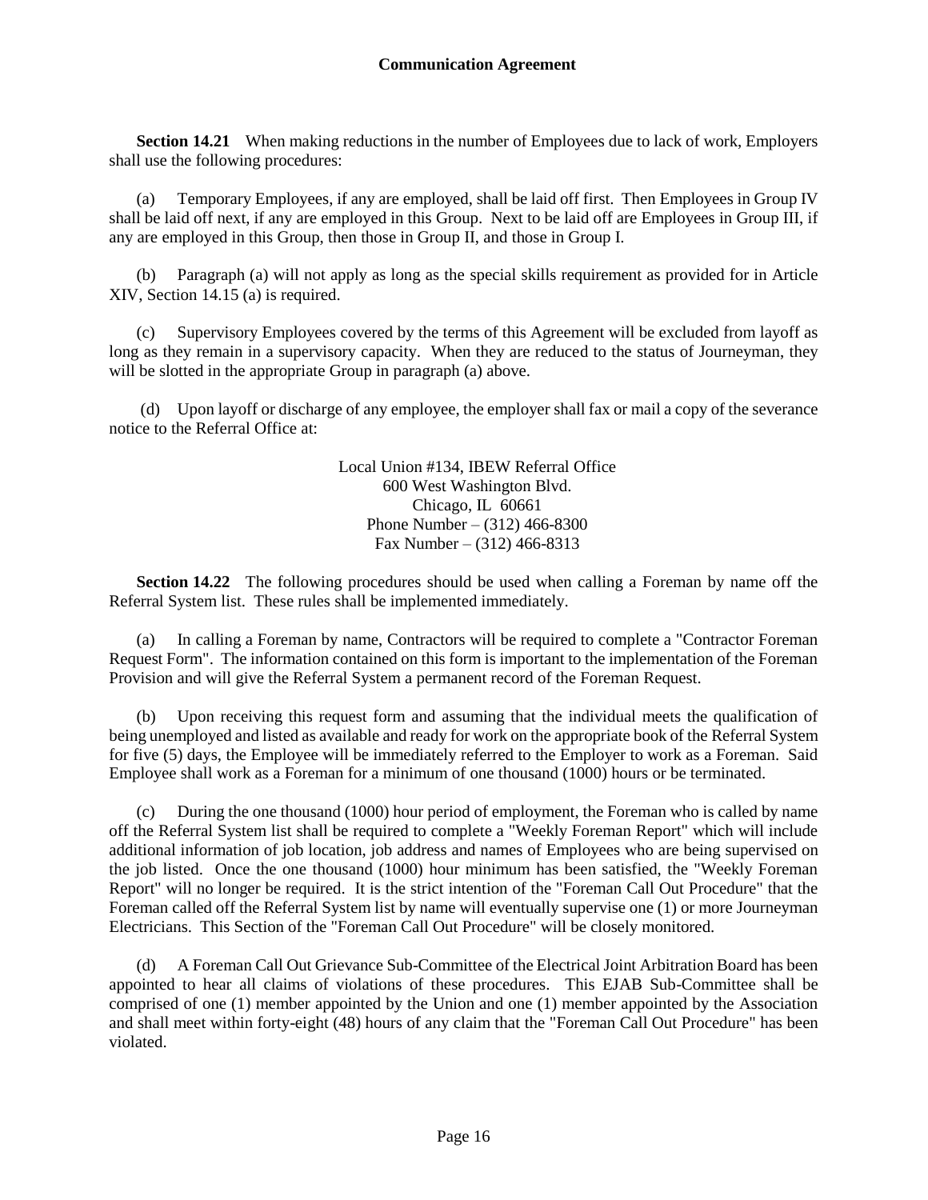**Section 14.21** When making reductions in the number of Employees due to lack of work, Employers shall use the following procedures:

(a) Temporary Employees, if any are employed, shall be laid off first. Then Employees in Group IV shall be laid off next, if any are employed in this Group. Next to be laid off are Employees in Group III, if any are employed in this Group, then those in Group II, and those in Group I.

(b) Paragraph (a) will not apply as long as the special skills requirement as provided for in Article XIV, Section 14.15 (a) is required.

(c) Supervisory Employees covered by the terms of this Agreement will be excluded from layoff as long as they remain in a supervisory capacity. When they are reduced to the status of Journeyman, they will be slotted in the appropriate Group in paragraph (a) above.

(d) Upon layoff or discharge of any employee, the employer shall fax or mail a copy of the severance notice to the Referral Office at:

Local Union #134, IBEW Referral Office
600 West Washington Blvd.
Chicago, IL 60661
Phone Number – (312) 466-8300
Fax Number – (312) 466-8313

**Section 14.22** The following procedures should be used when calling a Foreman by name off the Referral System list. These rules shall be implemented immediately.

(a) In calling a Foreman by name, Contractors will be required to complete a "Contractor Foreman Request Form". The information contained on this form is important to the implementation of the Foreman Provision and will give the Referral System a permanent record of the Foreman Request.

(b) Upon receiving this request form and assuming that the individual meets the qualification of being unemployed and listed as available and ready for work on the appropriate book of the Referral System for five (5) days, the Employee will be immediately referred to the Employer to work as a Foreman. Said Employee shall work as a Foreman for a minimum of one thousand (1000) hours or be terminated.

(c) During the one thousand (1000) hour period of employment, the Foreman who is called by name off the Referral System list shall be required to complete a "Weekly Foreman Report" which will include additional information of job location, job address and names of Employees who are being supervised on the job listed. Once the one thousand (1000) hour minimum has been satisfied, the "Weekly Foreman Report" will no longer be required. It is the strict intention of the "Foreman Call Out Procedure" that the Foreman called off the Referral System list by name will eventually supervise one (1) or more Journeyman Electricians. This Section of the "Foreman Call Out Procedure" will be closely monitored.

(d) A Foreman Call Out Grievance Sub-Committee of the Electrical Joint Arbitration Board has been appointed to hear all claims of violations of these procedures. This EJAB Sub-Committee shall be comprised of one (1) member appointed by the Union and one (1) member appointed by the Association and shall meet within forty-eight (48) hours of any claim that the "Foreman Call Out Procedure" has been violated.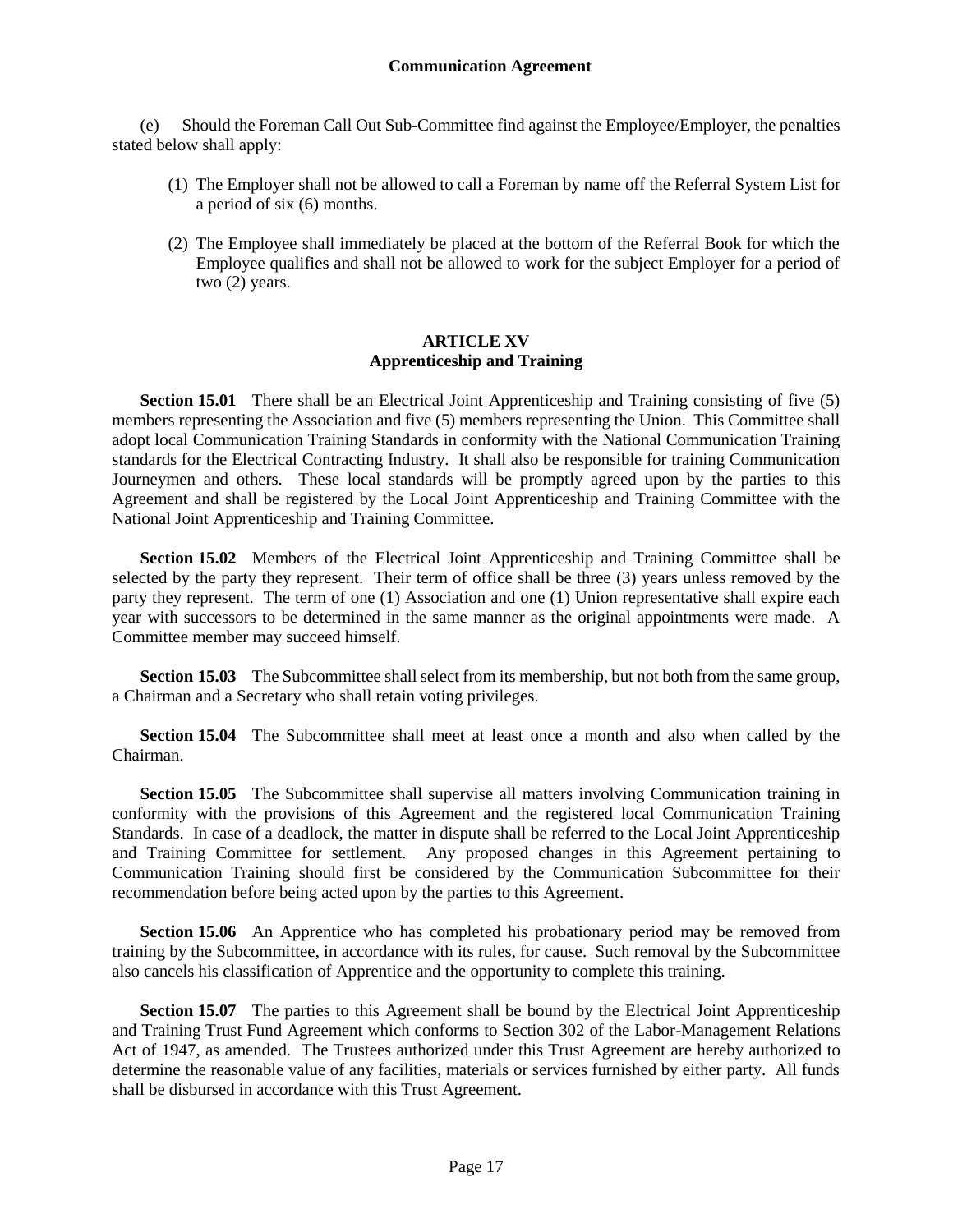(e) Should the Foreman Call Out Sub-Committee find against the Employee/Employer, the penalties stated below shall apply:

(1) The Employer shall not be allowed to call a Foreman by name off the Referral System List for a period of six (6) months.

(2) The Employee shall immediately be placed at the bottom of the Referral Book for which the Employee qualifies and shall not be allowed to work for the subject Employer for a period of two (2) years.

## ARTICLE XV
## Apprenticeship and Training

**Section 15.01** There shall be an Electrical Joint Apprenticeship and Training consisting of five (5) members representing the Association and five (5) members representing the Union. This Committee shall adopt local Communication Training Standards in conformity with the National Communication Training standards for the Electrical Contracting Industry. It shall also be responsible for training Communication Journeymen and others. These local standards will be promptly agreed upon by the parties to this Agreement and shall be registered by the Local Joint Apprenticeship and Training Committee with the National Joint Apprenticeship and Training Committee.

**Section 15.02** Members of the Electrical Joint Apprenticeship and Training Committee shall be selected by the party they represent. Their term of office shall be three (3) years unless removed by the party they represent. The term of one (1) Association and one (1) Union representative shall expire each year with successors to be determined in the same manner as the original appointments were made. A Committee member may succeed himself.

**Section 15.03** The Subcommittee shall select from its membership, but not both from the same group, a Chairman and a Secretary who shall retain voting privileges.

**Section 15.04** The Subcommittee shall meet at least once a month and also when called by the Chairman.

**Section 15.05** The Subcommittee shall supervise all matters involving Communication training in conformity with the provisions of this Agreement and the registered local Communication Training Standards. In case of a deadlock, the matter in dispute shall be referred to the Local Joint Apprenticeship and Training Committee for settlement. Any proposed changes in this Agreement pertaining to Communication Training should first be considered by the Communication Subcommittee for their recommendation before being acted upon by the parties to this Agreement.

**Section 15.06** An Apprentice who has completed his probationary period may be removed from training by the Subcommittee, in accordance with its rules, for cause. Such removal by the Subcommittee also cancels his classification of Apprentice and the opportunity to complete this training.

**Section 15.07** The parties to this Agreement shall be bound by the Electrical Joint Apprenticeship and Training Trust Fund Agreement which conforms to Section 302 of the Labor-Management Relations Act of 1947, as amended. The Trustees authorized under this Trust Agreement are hereby authorized to determine the reasonable value of any facilities, materials or services furnished by either party. All funds shall be disbursed in accordance with this Trust Agreement.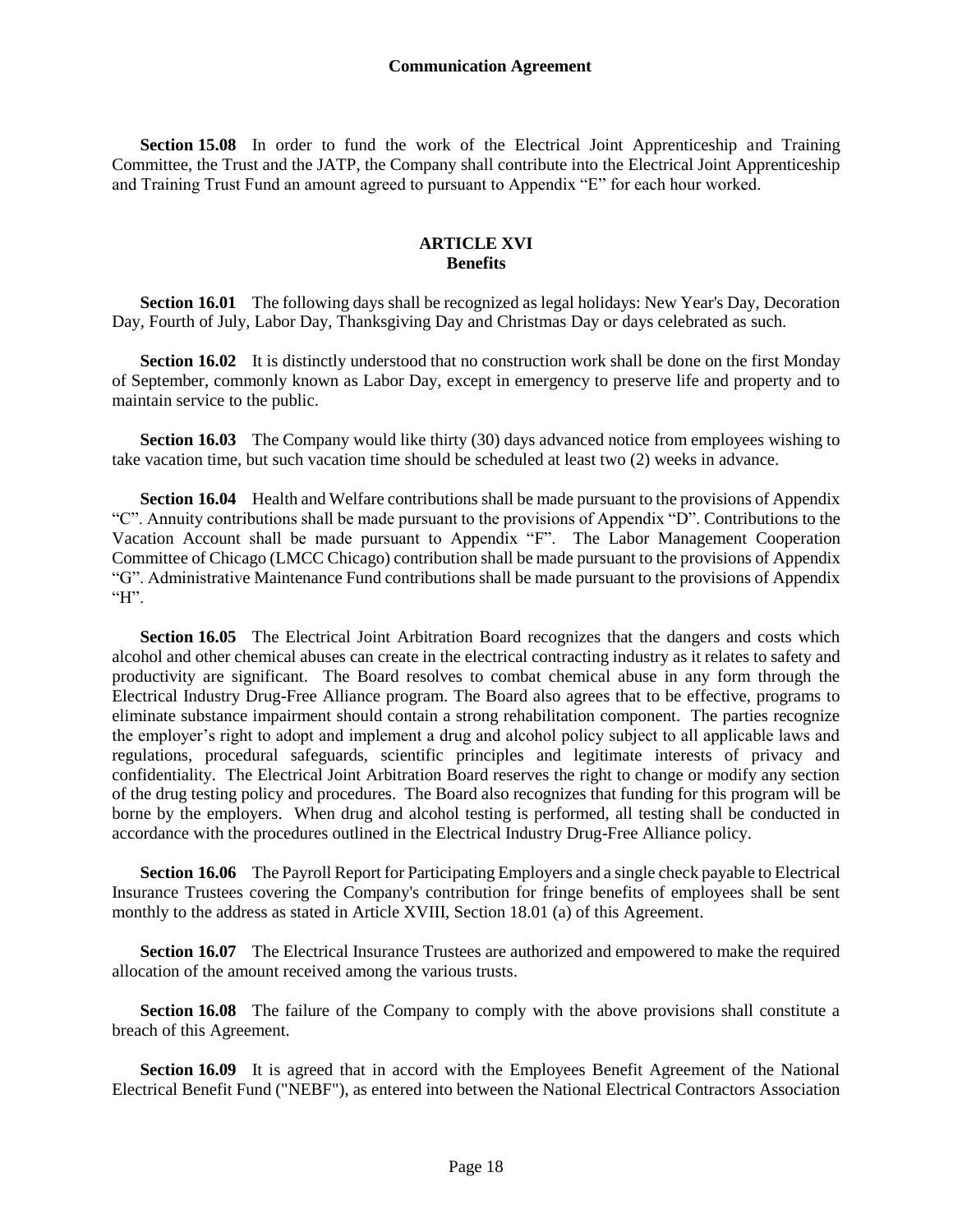**Section 15.08** In order to fund the work of the Electrical Joint Apprenticeship and Training Committee, the Trust and the JATP, the Company shall contribute into the Electrical Joint Apprenticeship and Training Trust Fund an amount agreed to pursuant to Appendix "E" for each hour worked.

## ARTICLE XVI
## Benefits

**Section 16.01** The following days shall be recognized as legal holidays: New Year's Day, Decoration Day, Fourth of July, Labor Day, Thanksgiving Day and Christmas Day or days celebrated as such.

**Section 16.02** It is distinctly understood that no construction work shall be done on the first Monday of September, commonly known as Labor Day, except in emergency to preserve life and property and to maintain service to the public.

**Section 16.03** The Company would like thirty (30) days advanced notice from employees wishing to take vacation time, but such vacation time should be scheduled at least two (2) weeks in advance.

**Section 16.04** Health and Welfare contributions shall be made pursuant to the provisions of Appendix "C". Annuity contributions shall be made pursuant to the provisions of Appendix "D". Contributions to the Vacation Account shall be made pursuant to Appendix "F". The Labor Management Cooperation Committee of Chicago (LMCC Chicago) contribution shall be made pursuant to the provisions of Appendix "G". Administrative Maintenance Fund contributions shall be made pursuant to the provisions of Appendix "H".

**Section 16.05** The Electrical Joint Arbitration Board recognizes that the dangers and costs which alcohol and other chemical abuses can create in the electrical contracting industry as it relates to safety and productivity are significant. The Board resolves to combat chemical abuse in any form through the Electrical Industry Drug-Free Alliance program. The Board also agrees that to be effective, programs to eliminate substance impairment should contain a strong rehabilitation component. The parties recognize the employer's right to adopt and implement a drug and alcohol policy subject to all applicable laws and regulations, procedural safeguards, scientific principles and legitimate interests of privacy and confidentiality. The Electrical Joint Arbitration Board reserves the right to change or modify any section of the drug testing policy and procedures. The Board also recognizes that funding for this program will be borne by the employers. When drug and alcohol testing is performed, all testing shall be conducted in accordance with the procedures outlined in the Electrical Industry Drug-Free Alliance policy.

**Section 16.06** The Payroll Report for Participating Employers and a single check payable to Electrical Insurance Trustees covering the Company's contribution for fringe benefits of employees shall be sent monthly to the address as stated in Article XVIII, Section 18.01 (a) of this Agreement.

**Section 16.07** The Electrical Insurance Trustees are authorized and empowered to make the required allocation of the amount received among the various trusts.

**Section 16.08** The failure of the Company to comply with the above provisions shall constitute a breach of this Agreement.

**Section 16.09** It is agreed that in accord with the Employees Benefit Agreement of the National Electrical Benefit Fund ("NEBF"), as entered into between the National Electrical Contractors Association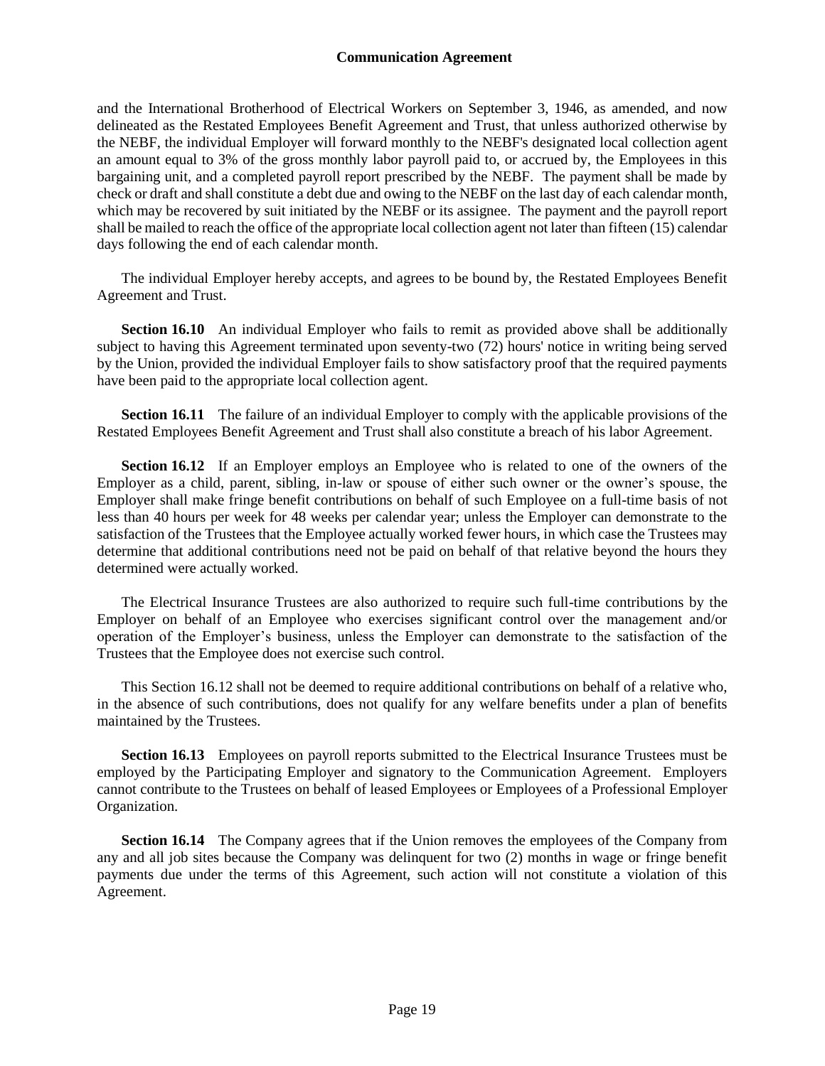and the International Brotherhood of Electrical Workers on September 3, 1946, as amended, and now delineated as the Restated Employees Benefit Agreement and Trust, that unless authorized otherwise by the NEBF, the individual Employer will forward monthly to the NEBF's designated local collection agent an amount equal to 3% of the gross monthly labor payroll paid to, or accrued by, the Employees in this bargaining unit, and a completed payroll report prescribed by the NEBF. The payment shall be made by check or draft and shall constitute a debt due and owing to the NEBF on the last day of each calendar month, which may be recovered by suit initiated by the NEBF or its assignee. The payment and the payroll report shall be mailed to reach the office of the appropriate local collection agent not later than fifteen (15) calendar days following the end of each calendar month.

The individual Employer hereby accepts, and agrees to be bound by, the Restated Employees Benefit Agreement and Trust.

**Section 16.10** An individual Employer who fails to remit as provided above shall be additionally subject to having this Agreement terminated upon seventy-two (72) hours' notice in writing being served by the Union, provided the individual Employer fails to show satisfactory proof that the required payments have been paid to the appropriate local collection agent.

**Section 16.11** The failure of an individual Employer to comply with the applicable provisions of the Restated Employees Benefit Agreement and Trust shall also constitute a breach of his labor Agreement.

**Section 16.12** If an Employer employs an Employee who is related to one of the owners of the Employer as a child, parent, sibling, in-law or spouse of either such owner or the owner's spouse, the Employer shall make fringe benefit contributions on behalf of such Employee on a full-time basis of not less than 40 hours per week for 48 weeks per calendar year; unless the Employer can demonstrate to the satisfaction of the Trustees that the Employee actually worked fewer hours, in which case the Trustees may determine that additional contributions need not be paid on behalf of that relative beyond the hours they determined were actually worked.

The Electrical Insurance Trustees are also authorized to require such full-time contributions by the Employer on behalf of an Employee who exercises significant control over the management and/or operation of the Employer's business, unless the Employer can demonstrate to the satisfaction of the Trustees that the Employee does not exercise such control.

This Section 16.12 shall not be deemed to require additional contributions on behalf of a relative who, in the absence of such contributions, does not qualify for any welfare benefits under a plan of benefits maintained by the Trustees.

**Section 16.13** Employees on payroll reports submitted to the Electrical Insurance Trustees must be employed by the Participating Employer and signatory to the Communication Agreement. Employers cannot contribute to the Trustees on behalf of leased Employees or Employees of a Professional Employer Organization.

**Section 16.14** The Company agrees that if the Union removes the employees of the Company from any and all job sites because the Company was delinquent for two (2) months in wage or fringe benefit payments due under the terms of this Agreement, such action will not constitute a violation of this Agreement.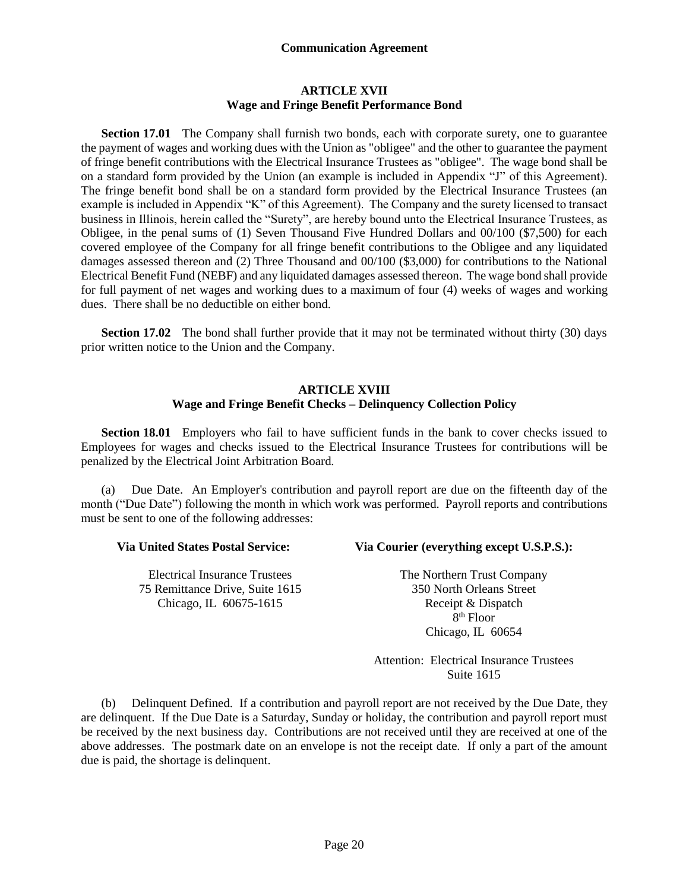## ARTICLE XVII
## Wage and Fringe Benefit Performance Bond

**Section 17.01** The Company shall furnish two bonds, each with corporate surety, one to guarantee the payment of wages and working dues with the Union as "obligee" and the other to guarantee the payment of fringe benefit contributions with the Electrical Insurance Trustees as "obligee". The wage bond shall be on a standard form provided by the Union (an example is included in Appendix "J" of this Agreement). The fringe benefit bond shall be on a standard form provided by the Electrical Insurance Trustees (an example is included in Appendix "K" of this Agreement). The Company and the surety licensed to transact business in Illinois, herein called the "Surety", are hereby bound unto the Electrical Insurance Trustees, as Obligee, in the penal sums of (1) Seven Thousand Five Hundred Dollars and 00/100 ($7,500) for each covered employee of the Company for all fringe benefit contributions to the Obligee and any liquidated damages assessed thereon and (2) Three Thousand and 00/100 ($3,000) for contributions to the National Electrical Benefit Fund (NEBF) and any liquidated damages assessed thereon. The wage bond shall provide for full payment of net wages and working dues to a maximum of four (4) weeks of wages and working dues. There shall be no deductible on either bond.

**Section 17.02** The bond shall further provide that it may not be terminated without thirty (30) days prior written notice to the Union and the Company.

## ARTICLE XVIII
## Wage and Fringe Benefit Checks – Delinquency Collection Policy

**Section 18.01** Employers who fail to have sufficient funds in the bank to cover checks issued to Employees for wages and checks issued to the Electrical Insurance Trustees for contributions will be penalized by the Electrical Joint Arbitration Board.

(a) Due Date. An Employer's contribution and payroll report are due on the fifteenth day of the month ("Due Date") following the month in which work was performed. Payroll reports and contributions must be sent to one of the following addresses:

**Via United States Postal Service:**

Electrical Insurance Trustees
75 Remittance Drive, Suite 1615
Chicago, IL 60675-1615

**Via Courier (everything except U.S.P.S.):**

The Northern Trust Company
350 North Orleans Street
Receipt & Dispatch
8th Floor
Chicago, IL 60654

Attention: Electrical Insurance Trustees
Suite 1615

(b) Delinquent Defined. If a contribution and payroll report are not received by the Due Date, they are delinquent. If the Due Date is a Saturday, Sunday or holiday, the contribution and payroll report must be received by the next business day. Contributions are not received until they are received at one of the above addresses. The postmark date on an envelope is not the receipt date. If only a part of the amount due is paid, the shortage is delinquent.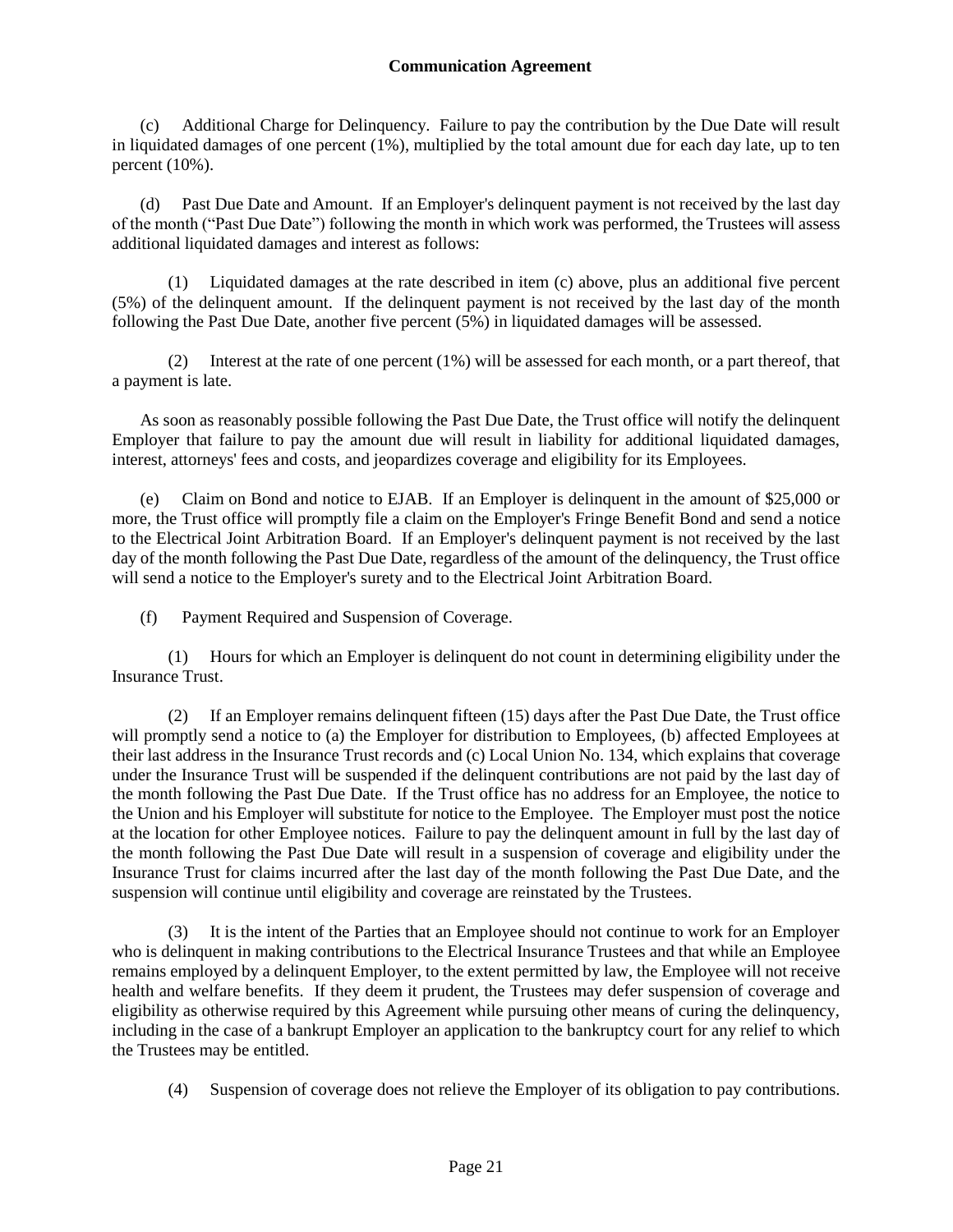(c) Additional Charge for Delinquency. Failure to pay the contribution by the Due Date will result in liquidated damages of one percent (1%), multiplied by the total amount due for each day late, up to ten percent (10%).

(d) Past Due Date and Amount. If an Employer's delinquent payment is not received by the last day of the month ("Past Due Date") following the month in which work was performed, the Trustees will assess additional liquidated damages and interest as follows:

(1) Liquidated damages at the rate described in item (c) above, plus an additional five percent (5%) of the delinquent amount. If the delinquent payment is not received by the last day of the month following the Past Due Date, another five percent (5%) in liquidated damages will be assessed.

(2) Interest at the rate of one percent (1%) will be assessed for each month, or a part thereof, that a payment is late.

As soon as reasonably possible following the Past Due Date, the Trust office will notify the delinquent Employer that failure to pay the amount due will result in liability for additional liquidated damages, interest, attorneys' fees and costs, and jeopardizes coverage and eligibility for its Employees.

(e) Claim on Bond and notice to EJAB. If an Employer is delinquent in the amount of $25,000 or more, the Trust office will promptly file a claim on the Employer's Fringe Benefit Bond and send a notice to the Electrical Joint Arbitration Board. If an Employer's delinquent payment is not received by the last day of the month following the Past Due Date, regardless of the amount of the delinquency, the Trust office will send a notice to the Employer's surety and to the Electrical Joint Arbitration Board.

(f) Payment Required and Suspension of Coverage.

(1) Hours for which an Employer is delinquent do not count in determining eligibility under the Insurance Trust.

(2) If an Employer remains delinquent fifteen (15) days after the Past Due Date, the Trust office will promptly send a notice to (a) the Employer for distribution to Employees, (b) affected Employees at their last address in the Insurance Trust records and (c) Local Union No. 134, which explains that coverage under the Insurance Trust will be suspended if the delinquent contributions are not paid by the last day of the month following the Past Due Date. If the Trust office has no address for an Employee, the notice to the Union and his Employer will substitute for notice to the Employee. The Employer must post the notice at the location for other Employee notices. Failure to pay the delinquent amount in full by the last day of the month following the Past Due Date will result in a suspension of coverage and eligibility under the Insurance Trust for claims incurred after the last day of the month following the Past Due Date, and the suspension will continue until eligibility and coverage are reinstated by the Trustees.

(3) It is the intent of the Parties that an Employee should not continue to work for an Employer who is delinquent in making contributions to the Electrical Insurance Trustees and that while an Employee remains employed by a delinquent Employer, to the extent permitted by law, the Employee will not receive health and welfare benefits. If they deem it prudent, the Trustees may defer suspension of coverage and eligibility as otherwise required by this Agreement while pursuing other means of curing the delinquency, including in the case of a bankrupt Employer an application to the bankruptcy court for any relief to which the Trustees may be entitled.

(4) Suspension of coverage does not relieve the Employer of its obligation to pay contributions.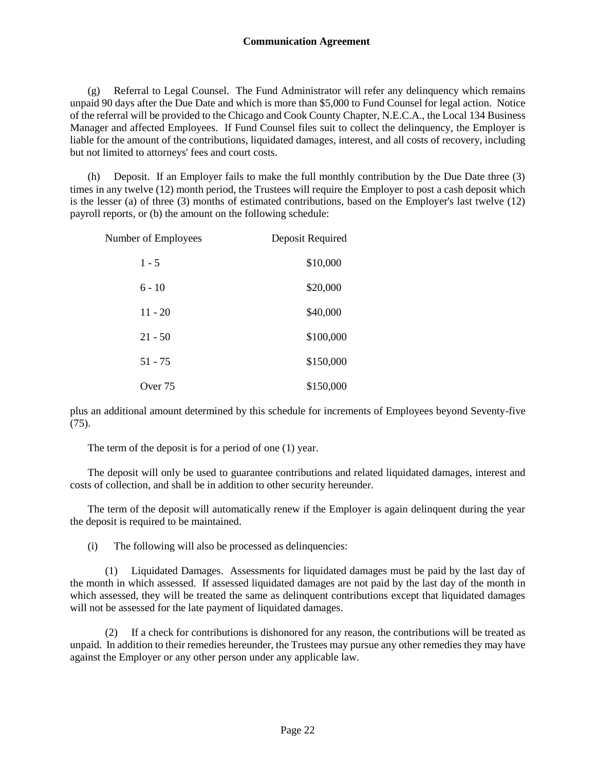(g) Referral to Legal Counsel. The Fund Administrator will refer any delinquency which remains unpaid 90 days after the Due Date and which is more than $5,000 to Fund Counsel for legal action. Notice of the referral will be provided to the Chicago and Cook County Chapter, N.E.C.A., the Local 134 Business Manager and affected Employees. If Fund Counsel files suit to collect the delinquency, the Employer is liable for the amount of the contributions, liquidated damages, interest, and all costs of recovery, including but not limited to attorneys' fees and court costs.

(h) Deposit. If an Employer fails to make the full monthly contribution by the Due Date three (3) times in any twelve (12) month period, the Trustees will require the Employer to post a cash deposit which is the lesser (a) of three (3) months of estimated contributions, based on the Employer's last twelve (12) payroll reports, or (b) the amount on the following schedule:

| Number of Employees | Deposit Required |
|---|---|
| 1 - 5 | $10,000 |
| 6 - 10 | $20,000 |
| 11 - 20 | $40,000 |
| 21 - 50 | $100,000 |
| 51 - 75 | $150,000 |
| Over 75 | $150,000 |

plus an additional amount determined by this schedule for increments of Employees beyond Seventy-five (75).

The term of the deposit is for a period of one (1) year.

The deposit will only be used to guarantee contributions and related liquidated damages, interest and costs of collection, and shall be in addition to other security hereunder.

The term of the deposit will automatically renew if the Employer is again delinquent during the year the deposit is required to be maintained.

(i) The following will also be processed as delinquencies:

(1) Liquidated Damages. Assessments for liquidated damages must be paid by the last day of the month in which assessed. If assessed liquidated damages are not paid by the last day of the month in which assessed, they will be treated the same as delinquent contributions except that liquidated damages will not be assessed for the late payment of liquidated damages.

(2) If a check for contributions is dishonored for any reason, the contributions will be treated as unpaid. In addition to their remedies hereunder, the Trustees may pursue any other remedies they may have against the Employer or any other person under any applicable law.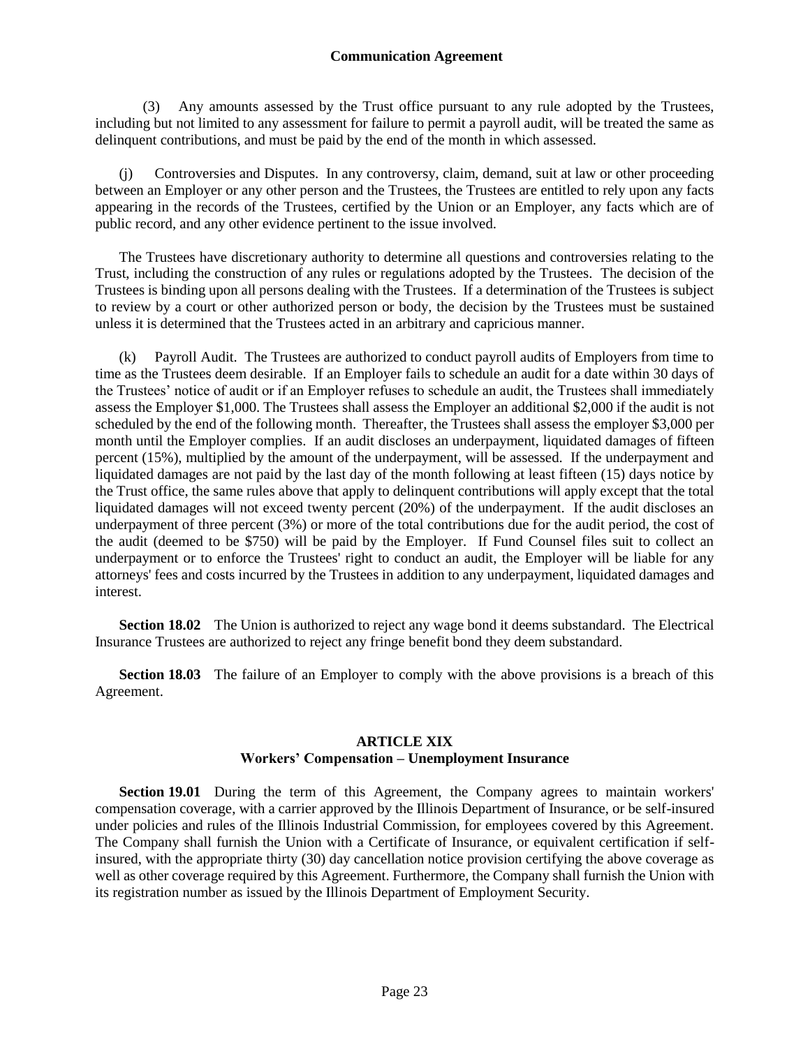(3) Any amounts assessed by the Trust office pursuant to any rule adopted by the Trustees, including but not limited to any assessment for failure to permit a payroll audit, will be treated the same as delinquent contributions, and must be paid by the end of the month in which assessed.

(j) Controversies and Disputes. In any controversy, claim, demand, suit at law or other proceeding between an Employer or any other person and the Trustees, the Trustees are entitled to rely upon any facts appearing in the records of the Trustees, certified by the Union or an Employer, any facts which are of public record, and any other evidence pertinent to the issue involved.

The Trustees have discretionary authority to determine all questions and controversies relating to the Trust, including the construction of any rules or regulations adopted by the Trustees. The decision of the Trustees is binding upon all persons dealing with the Trustees. If a determination of the Trustees is subject to review by a court or other authorized person or body, the decision by the Trustees must be sustained unless it is determined that the Trustees acted in an arbitrary and capricious manner.

(k) Payroll Audit. The Trustees are authorized to conduct payroll audits of Employers from time to time as the Trustees deem desirable. If an Employer fails to schedule an audit for a date within 30 days of the Trustees' notice of audit or if an Employer refuses to schedule an audit, the Trustees shall immediately assess the Employer $1,000. The Trustees shall assess the Employer an additional $2,000 if the audit is not scheduled by the end of the following month. Thereafter, the Trustees shall assess the employer $3,000 per month until the Employer complies. If an audit discloses an underpayment, liquidated damages of fifteen percent (15%), multiplied by the amount of the underpayment, will be assessed. If the underpayment and liquidated damages are not paid by the last day of the month following at least fifteen (15) days notice by the Trust office, the same rules above that apply to delinquent contributions will apply except that the total liquidated damages will not exceed twenty percent (20%) of the underpayment. If the audit discloses an underpayment of three percent (3%) or more of the total contributions due for the audit period, the cost of the audit (deemed to be $750) will be paid by the Employer. If Fund Counsel files suit to collect an underpayment or to enforce the Trustees' right to conduct an audit, the Employer will be liable for any attorneys' fees and costs incurred by the Trustees in addition to any underpayment, liquidated damages and interest.

**Section 18.02** The Union is authorized to reject any wage bond it deems substandard. The Electrical Insurance Trustees are authorized to reject any fringe benefit bond they deem substandard.

**Section 18.03** The failure of an Employer to comply with the above provisions is a breach of this Agreement.

## ARTICLE XIX
## Workers' Compensation – Unemployment Insurance

**Section 19.01** During the term of this Agreement, the Company agrees to maintain workers' compensation coverage, with a carrier approved by the Illinois Department of Insurance, or be self-insured under policies and rules of the Illinois Industrial Commission, for employees covered by this Agreement. The Company shall furnish the Union with a Certificate of Insurance, or equivalent certification if self-insured, with the appropriate thirty (30) day cancellation notice provision certifying the above coverage as well as other coverage required by this Agreement. Furthermore, the Company shall furnish the Union with its registration number as issued by the Illinois Department of Employment Security.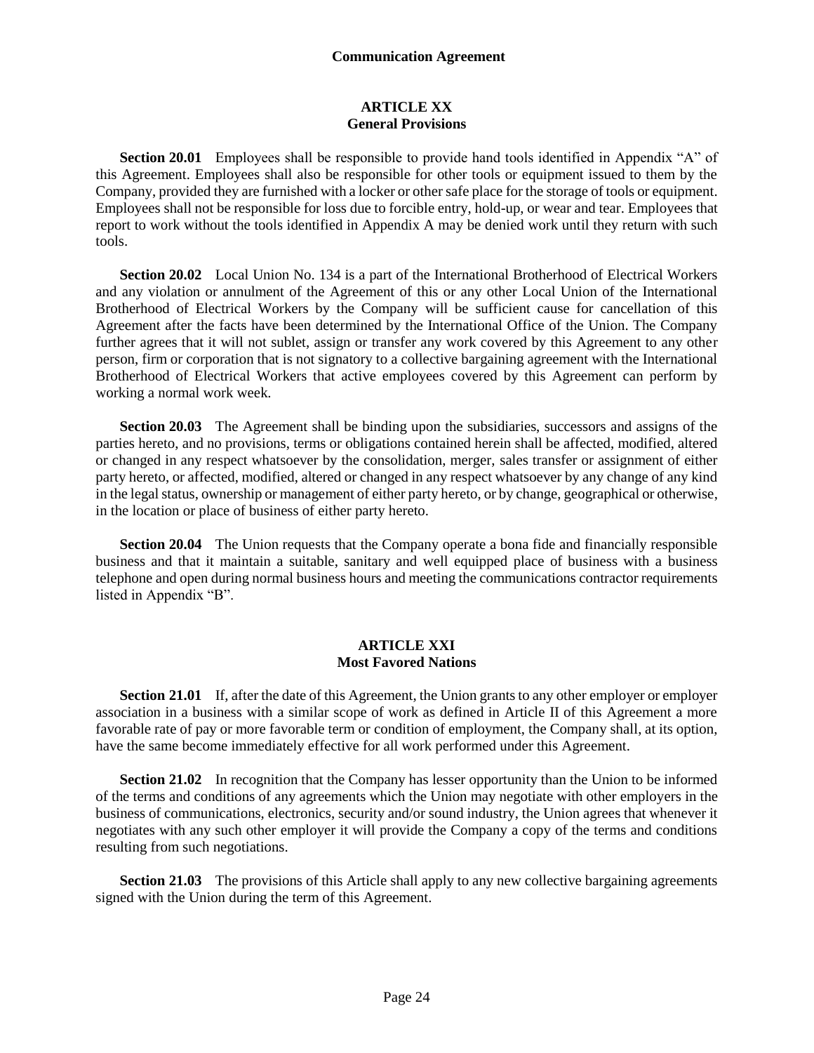## ARTICLE XX
## General Provisions

**Section 20.01** Employees shall be responsible to provide hand tools identified in Appendix "A" of this Agreement. Employees shall also be responsible for other tools or equipment issued to them by the Company, provided they are furnished with a locker or other safe place for the storage of tools or equipment. Employees shall not be responsible for loss due to forcible entry, hold-up, or wear and tear. Employees that report to work without the tools identified in Appendix A may be denied work until they return with such tools.

**Section 20.02** Local Union No. 134 is a part of the International Brotherhood of Electrical Workers and any violation or annulment of the Agreement of this or any other Local Union of the International Brotherhood of Electrical Workers by the Company will be sufficient cause for cancellation of this Agreement after the facts have been determined by the International Office of the Union. The Company further agrees that it will not sublet, assign or transfer any work covered by this Agreement to any other person, firm or corporation that is not signatory to a collective bargaining agreement with the International Brotherhood of Electrical Workers that active employees covered by this Agreement can perform by working a normal work week.

**Section 20.03** The Agreement shall be binding upon the subsidiaries, successors and assigns of the parties hereto, and no provisions, terms or obligations contained herein shall be affected, modified, altered or changed in any respect whatsoever by the consolidation, merger, sales transfer or assignment of either party hereto, or affected, modified, altered or changed in any respect whatsoever by any change of any kind in the legal status, ownership or management of either party hereto, or by change, geographical or otherwise, in the location or place of business of either party hereto.

**Section 20.04** The Union requests that the Company operate a bona fide and financially responsible business and that it maintain a suitable, sanitary and well equipped place of business with a business telephone and open during normal business hours and meeting the communications contractor requirements listed in Appendix "B".

## ARTICLE XXI
## Most Favored Nations

**Section 21.01** If, after the date of this Agreement, the Union grants to any other employer or employer association in a business with a similar scope of work as defined in Article II of this Agreement a more favorable rate of pay or more favorable term or condition of employment, the Company shall, at its option, have the same become immediately effective for all work performed under this Agreement.

**Section 21.02** In recognition that the Company has lesser opportunity than the Union to be informed of the terms and conditions of any agreements which the Union may negotiate with other employers in the business of communications, electronics, security and/or sound industry, the Union agrees that whenever it negotiates with any such other employer it will provide the Company a copy of the terms and conditions resulting from such negotiations.

**Section 21.03** The provisions of this Article shall apply to any new collective bargaining agreements signed with the Union during the term of this Agreement.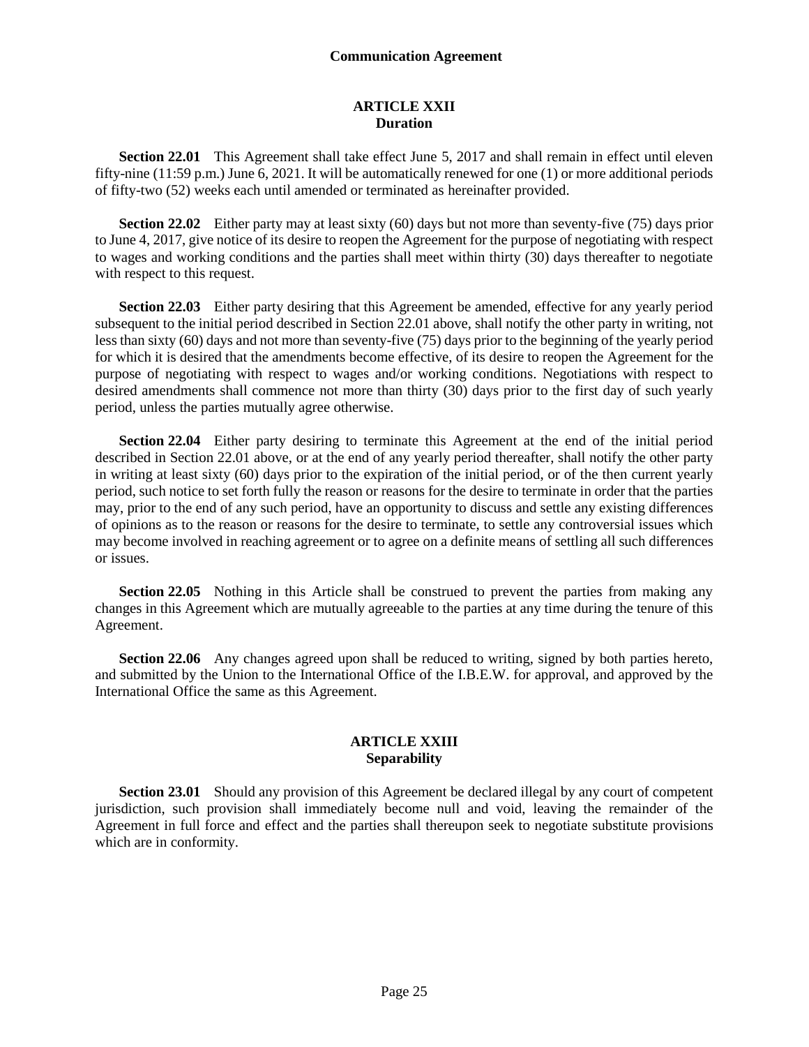## ARTICLE XXII
## Duration

**Section 22.01** This Agreement shall take effect June 5, 2017 and shall remain in effect until eleven fifty-nine (11:59 p.m.) June 6, 2021. It will be automatically renewed for one (1) or more additional periods of fifty-two (52) weeks each until amended or terminated as hereinafter provided.

**Section 22.02** Either party may at least sixty (60) days but not more than seventy-five (75) days prior to June 4, 2017, give notice of its desire to reopen the Agreement for the purpose of negotiating with respect to wages and working conditions and the parties shall meet within thirty (30) days thereafter to negotiate with respect to this request.

**Section 22.03** Either party desiring that this Agreement be amended, effective for any yearly period subsequent to the initial period described in Section 22.01 above, shall notify the other party in writing, not less than sixty (60) days and not more than seventy-five (75) days prior to the beginning of the yearly period for which it is desired that the amendments become effective, of its desire to reopen the Agreement for the purpose of negotiating with respect to wages and/or working conditions. Negotiations with respect to desired amendments shall commence not more than thirty (30) days prior to the first day of such yearly period, unless the parties mutually agree otherwise.

**Section 22.04** Either party desiring to terminate this Agreement at the end of the initial period described in Section 22.01 above, or at the end of any yearly period thereafter, shall notify the other party in writing at least sixty (60) days prior to the expiration of the initial period, or of the then current yearly period, such notice to set forth fully the reason or reasons for the desire to terminate in order that the parties may, prior to the end of any such period, have an opportunity to discuss and settle any existing differences of opinions as to the reason or reasons for the desire to terminate, to settle any controversial issues which may become involved in reaching agreement or to agree on a definite means of settling all such differences or issues.

**Section 22.05** Nothing in this Article shall be construed to prevent the parties from making any changes in this Agreement which are mutually agreeable to the parties at any time during the tenure of this Agreement.

**Section 22.06** Any changes agreed upon shall be reduced to writing, signed by both parties hereto, and submitted by the Union to the International Office of the I.B.E.W. for approval, and approved by the International Office the same as this Agreement.

## ARTICLE XXIII
## Separability

**Section 23.01** Should any provision of this Agreement be declared illegal by any court of competent jurisdiction, such provision shall immediately become null and void, leaving the remainder of the Agreement in full force and effect and the parties shall thereupon seek to negotiate substitute provisions which are in conformity.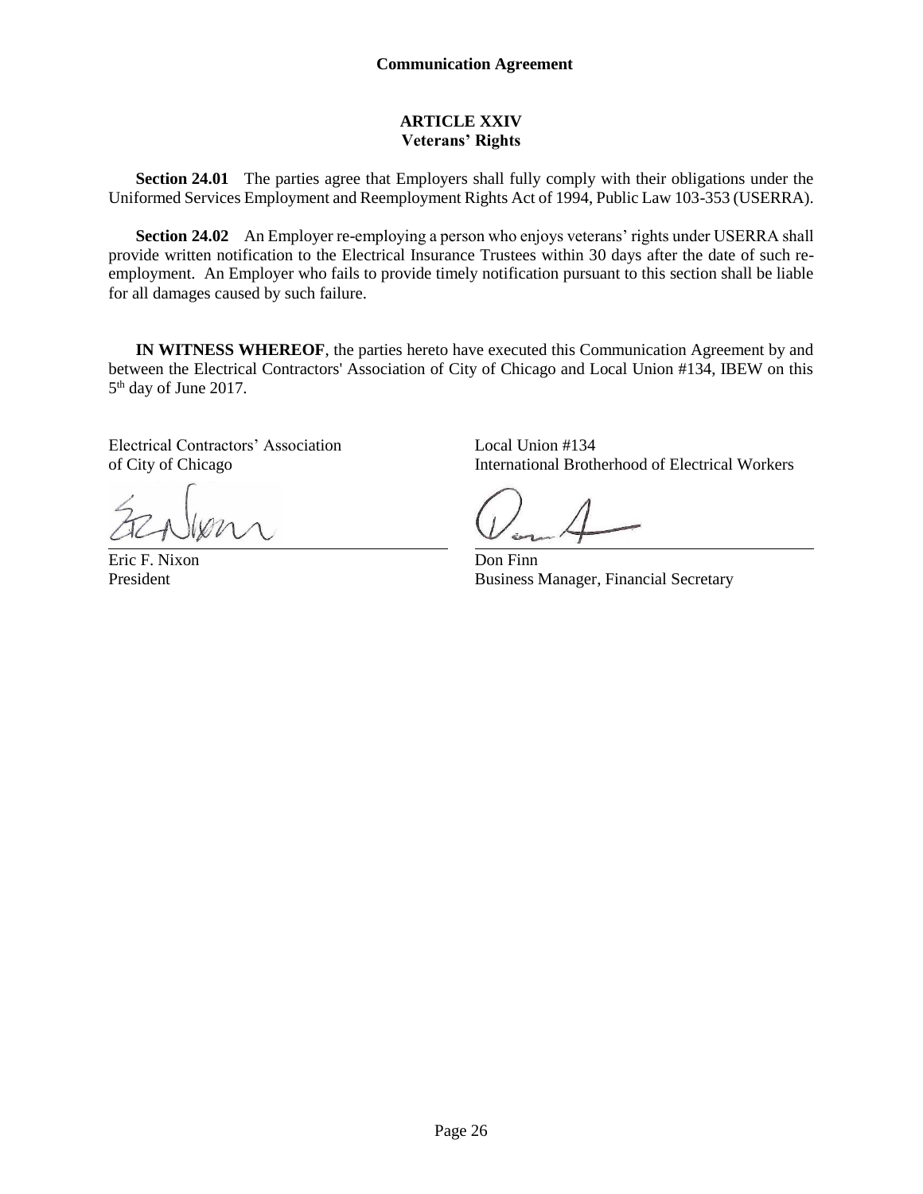## ARTICLE XXIV
### Veterans' Rights

**Section 24.01** The parties agree that Employers shall fully comply with their obligations under the Uniformed Services Employment and Reemployment Rights Act of 1994, Public Law 103-353 (USERRA).

**Section 24.02** An Employer re-employing a person who enjoys veterans' rights under USERRA shall provide written notification to the Electrical Insurance Trustees within 30 days after the date of such re-employment. An Employer who fails to provide timely notification pursuant to this section shall be liable for all damages caused by such failure.

**IN WITNESS WHEREOF**, the parties hereto have executed this Communication Agreement by and between the Electrical Contractors' Association of City of Chicago and Local Union #134, IBEW on this 5th day of June 2017.

Electrical Contractors' Association
of City of Chicago

Eric F. Nixon
President

Local Union #134
International Brotherhood of Electrical Workers

Don Finn
Business Manager, Financial Secretary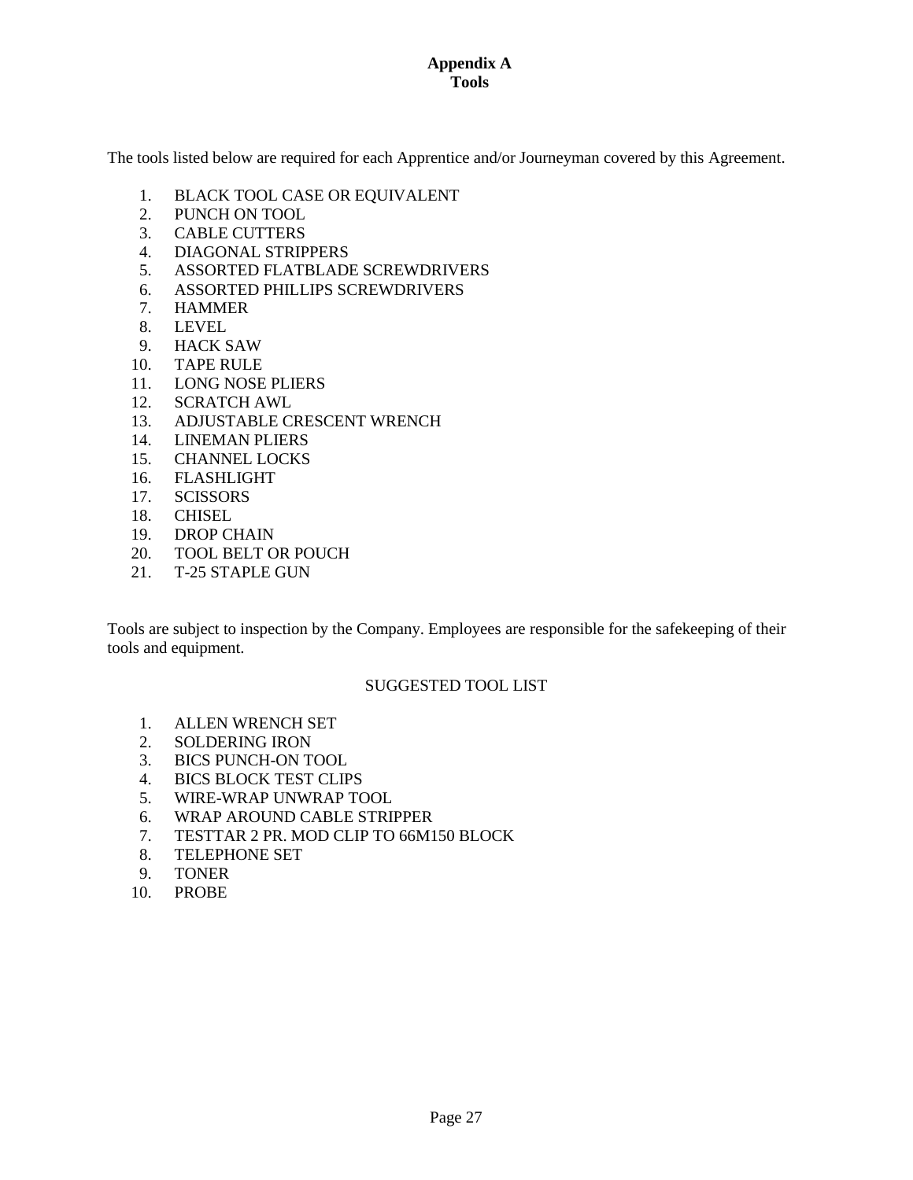# Appendix A
## Tools

The tools listed below are required for each Apprentice and/or Journeyman covered by this Agreement.

1. BLACK TOOL CASE OR EQUIVALENT
2. PUNCH ON TOOL
3. CABLE CUTTERS
4. DIAGONAL STRIPPERS
5. ASSORTED FLATBLADE SCREWDRIVERS
6. ASSORTED PHILLIPS SCREWDRIVERS
7. HAMMER
8. LEVEL
9. HACK SAW
10. TAPE RULE
11. LONG NOSE PLIERS
12. SCRATCH AWL
13. ADJUSTABLE CRESCENT WRENCH
14. LINEMAN PLIERS
15. CHANNEL LOCKS
16. FLASHLIGHT
17. SCISSORS
18. CHISEL
19. DROP CHAIN
20. TOOL BELT OR POUCH
21. T-25 STAPLE GUN

Tools are subject to inspection by the Company. Employees are responsible for the safekeeping of their tools and equipment.

SUGGESTED TOOL LIST

1. ALLEN WRENCH SET
2. SOLDERING IRON
3. BICS PUNCH-ON TOOL
4. BICS BLOCK TEST CLIPS
5. WIRE-WRAP UNWRAP TOOL
6. WRAP AROUND CABLE STRIPPER
7. TESTTAR 2 PR. MOD CLIP TO 66M150 BLOCK
8. TELEPHONE SET
9. TONER
10. PROBE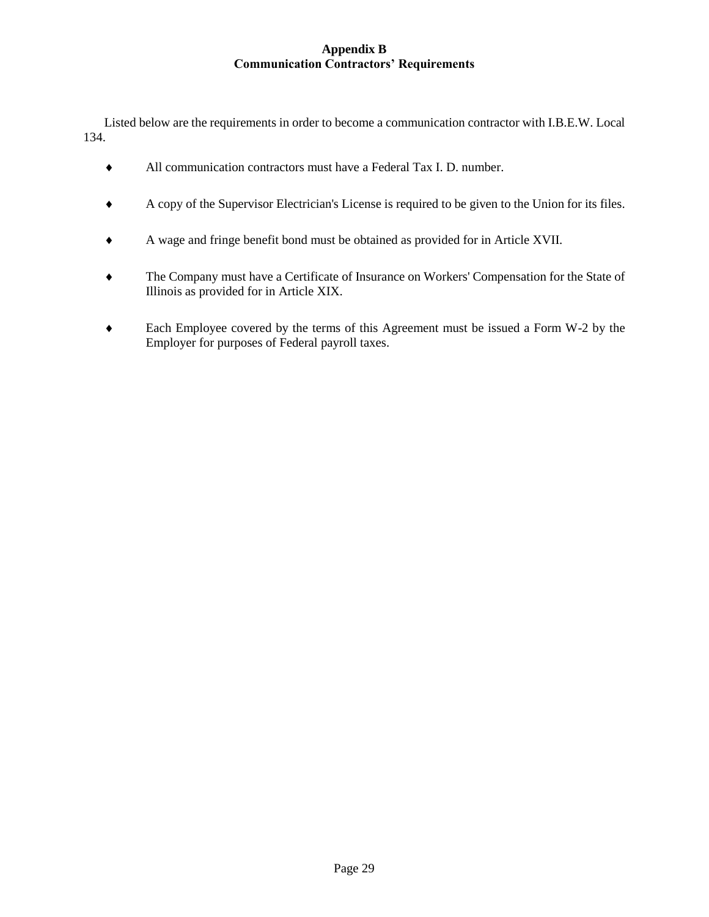## Appendix B
## Communication Contractors' Requirements

Listed below are the requirements in order to become a communication contractor with I.B.E.W. Local 134.

- All communication contractors must have a Federal Tax I. D. number.
- A copy of the Supervisor Electrician's License is required to be given to the Union for its files.
- A wage and fringe benefit bond must be obtained as provided for in Article XVII.
- The Company must have a Certificate of Insurance on Workers' Compensation for the State of Illinois as provided for in Article XIX.
- Each Employee covered by the terms of this Agreement must be issued a Form W-2 by the Employer for purposes of Federal payroll taxes.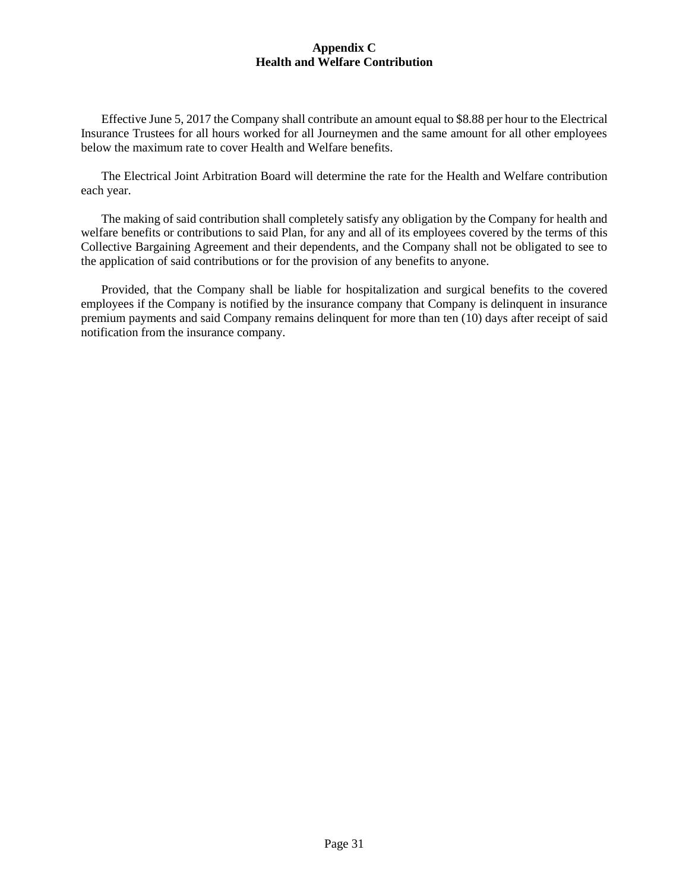# Appendix C
## Health and Welfare Contribution

Effective June 5, 2017 the Company shall contribute an amount equal to $8.88 per hour to the Electrical Insurance Trustees for all hours worked for all Journeymen and the same amount for all other employees below the maximum rate to cover Health and Welfare benefits.

The Electrical Joint Arbitration Board will determine the rate for the Health and Welfare contribution each year.

The making of said contribution shall completely satisfy any obligation by the Company for health and welfare benefits or contributions to said Plan, for any and all of its employees covered by the terms of this Collective Bargaining Agreement and their dependents, and the Company shall not be obligated to see to the application of said contributions or for the provision of any benefits to anyone.

Provided, that the Company shall be liable for hospitalization and surgical benefits to the covered employees if the Company is notified by the insurance company that Company is delinquent in insurance premium payments and said Company remains delinquent for more than ten (10) days after receipt of said notification from the insurance company.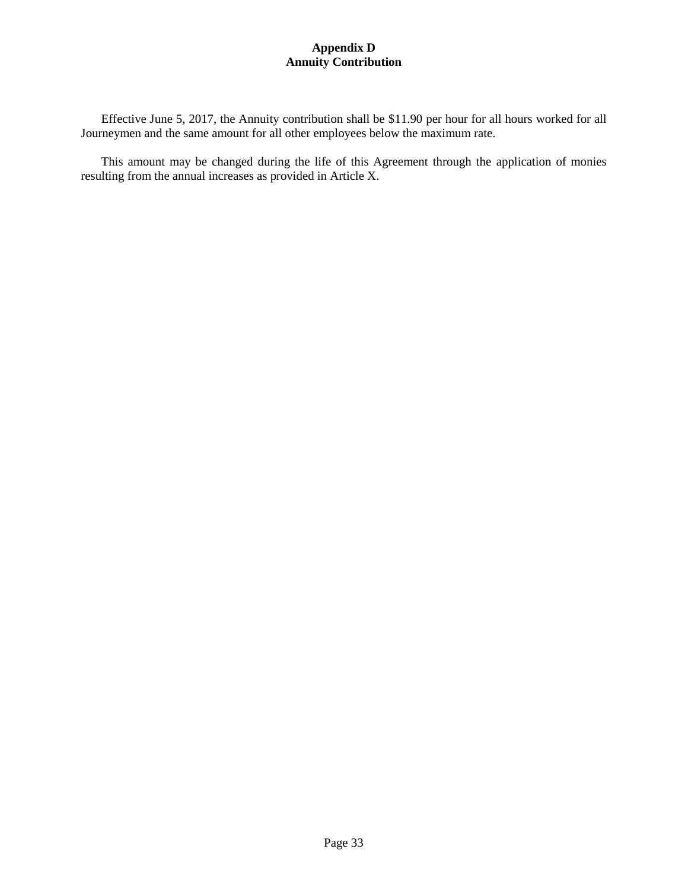# Appendix D
# Annuity Contribution

Effective June 5, 2017, the Annuity contribution shall be $11.90 per hour for all hours worked for all Journeymen and the same amount for all other employees below the maximum rate.

This amount may be changed during the life of this Agreement through the application of monies resulting from the annual increases as provided in Article X.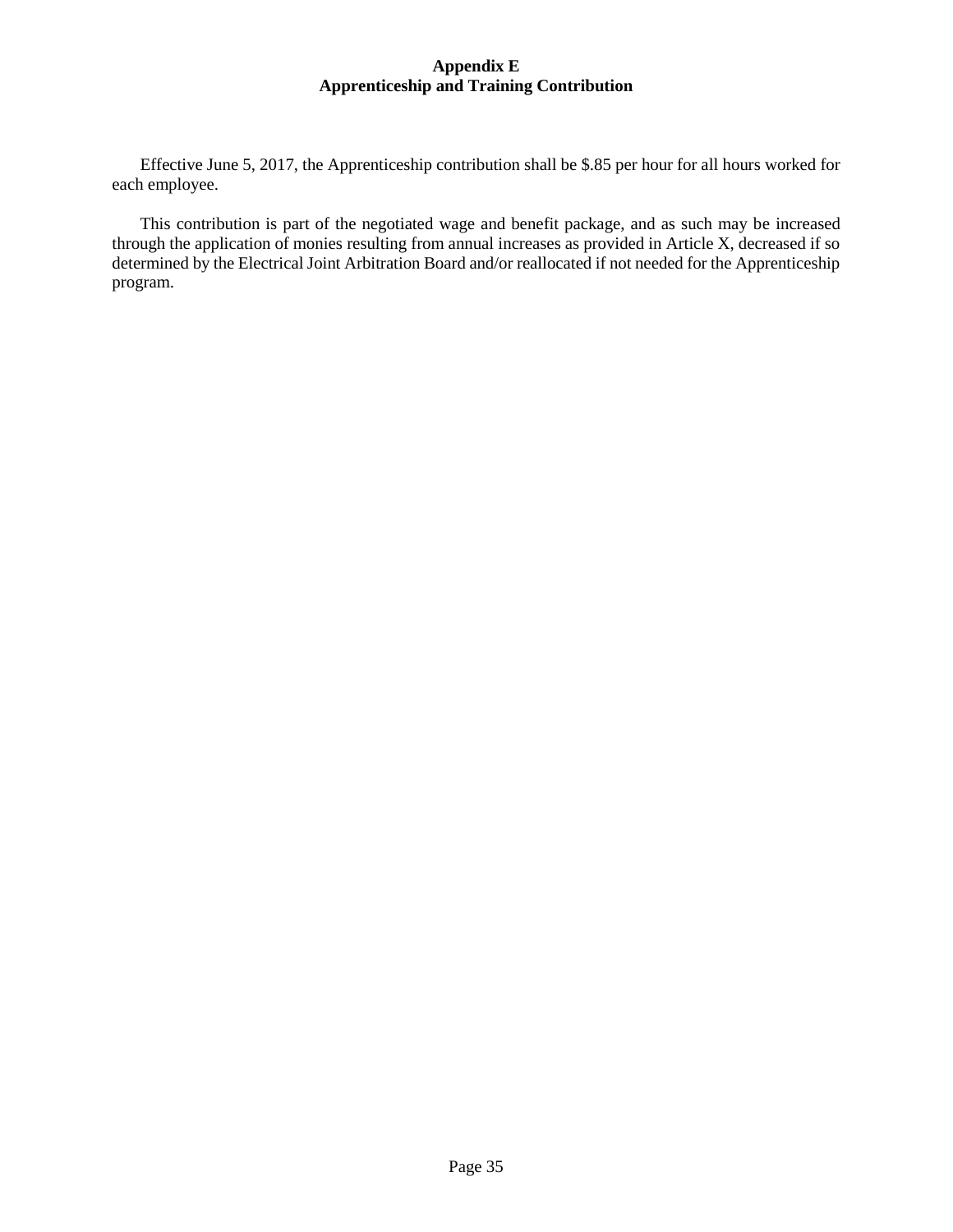# Appendix E
## Apprenticeship and Training Contribution

Effective June 5, 2017, the Apprenticeship contribution shall be $.85 per hour for all hours worked for each employee.

This contribution is part of the negotiated wage and benefit package, and as such may be increased through the application of monies resulting from annual increases as provided in Article X, decreased if so determined by the Electrical Joint Arbitration Board and/or reallocated if not needed for the Apprenticeship program.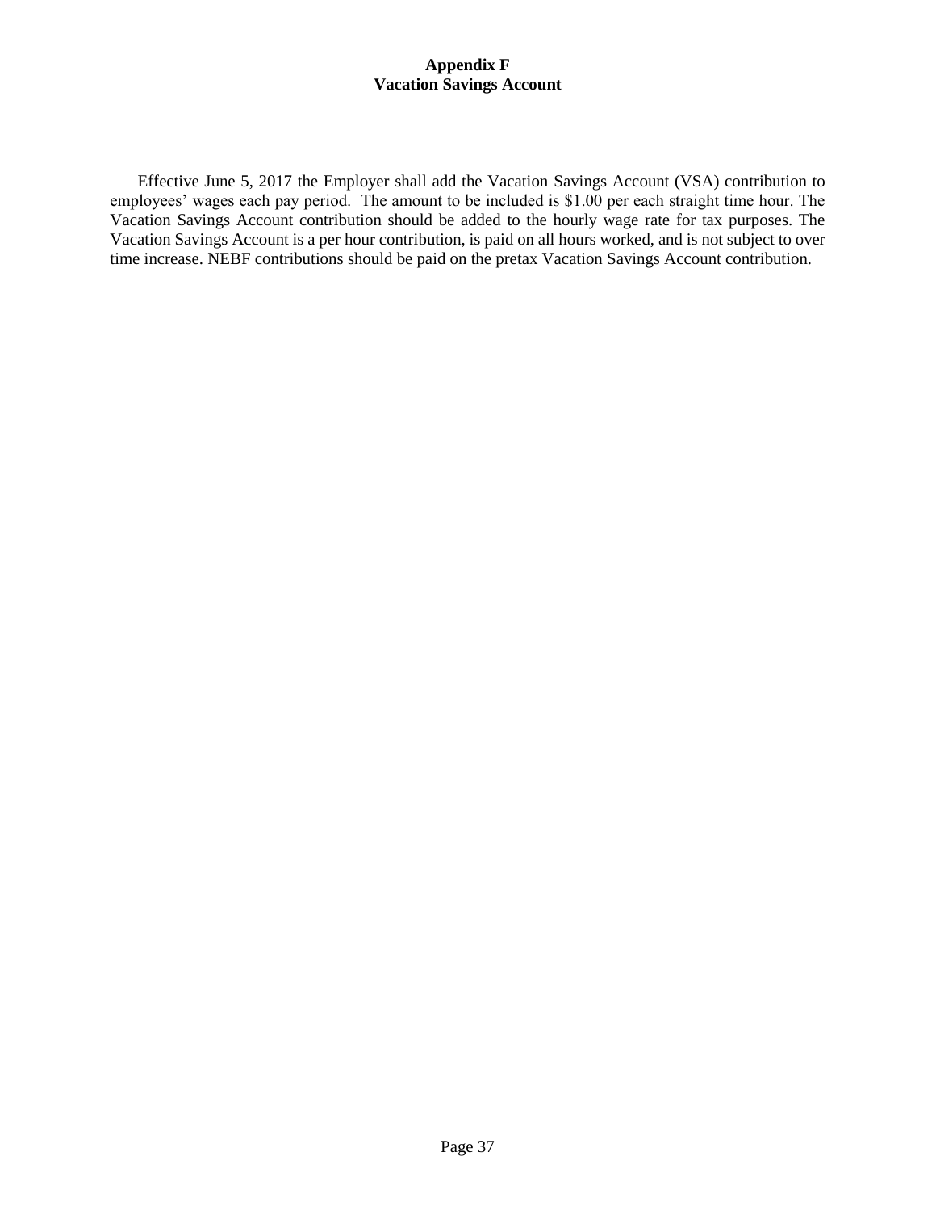# Appendix F
## Vacation Savings Account

Effective June 5, 2017 the Employer shall add the Vacation Savings Account (VSA) contribution to employees' wages each pay period. The amount to be included is $1.00 per each straight time hour. The Vacation Savings Account contribution should be added to the hourly wage rate for tax purposes. The Vacation Savings Account is a per hour contribution, is paid on all hours worked, and is not subject to over time increase. NEBF contributions should be paid on the pretax Vacation Savings Account contribution.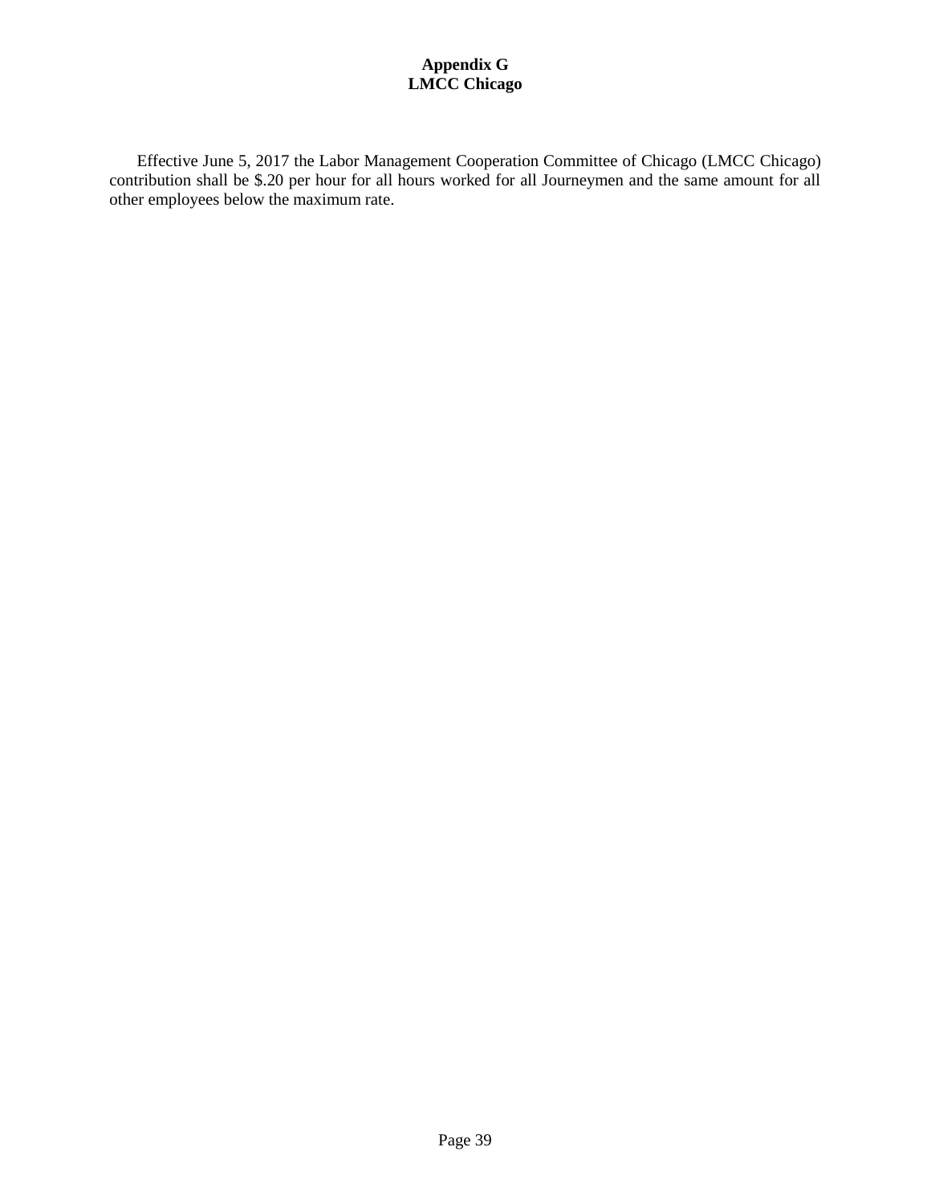# Appendix G
# LMCC Chicago

Effective June 5, 2017 the Labor Management Cooperation Committee of Chicago (LMCC Chicago) contribution shall be $.20 per hour for all hours worked for all Journeymen and the same amount for all other employees below the maximum rate.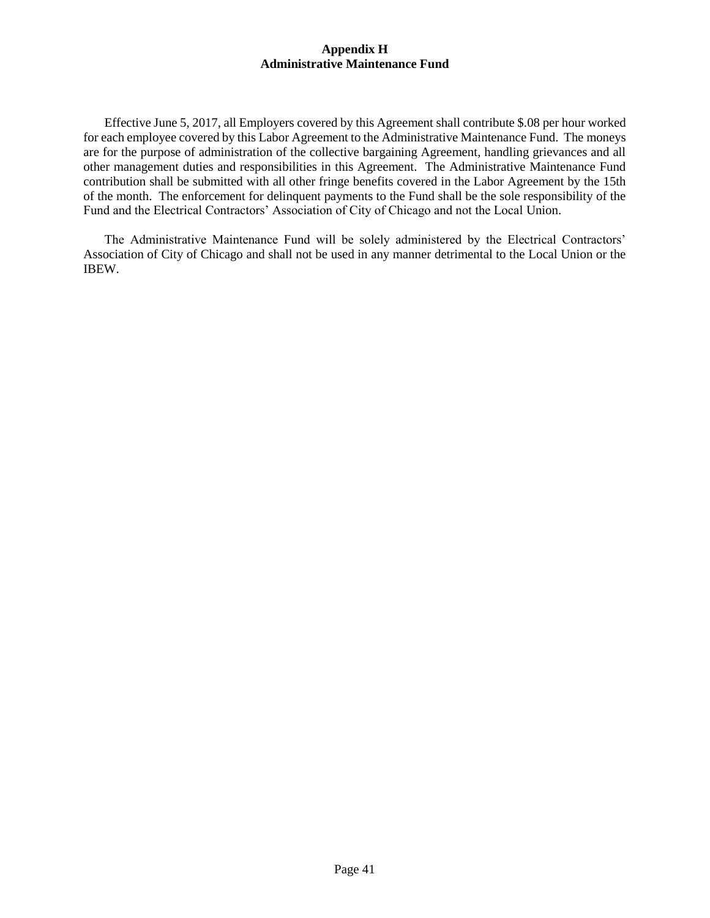# Appendix H
## Administrative Maintenance Fund

Effective June 5, 2017, all Employers covered by this Agreement shall contribute $.08 per hour worked for each employee covered by this Labor Agreement to the Administrative Maintenance Fund. The moneys are for the purpose of administration of the collective bargaining Agreement, handling grievances and all other management duties and responsibilities in this Agreement. The Administrative Maintenance Fund contribution shall be submitted with all other fringe benefits covered in the Labor Agreement by the 15th of the month. The enforcement for delinquent payments to the Fund shall be the sole responsibility of the Fund and the Electrical Contractors' Association of City of Chicago and not the Local Union.

The Administrative Maintenance Fund will be solely administered by the Electrical Contractors' Association of City of Chicago and shall not be used in any manner detrimental to the Local Union or the IBEW.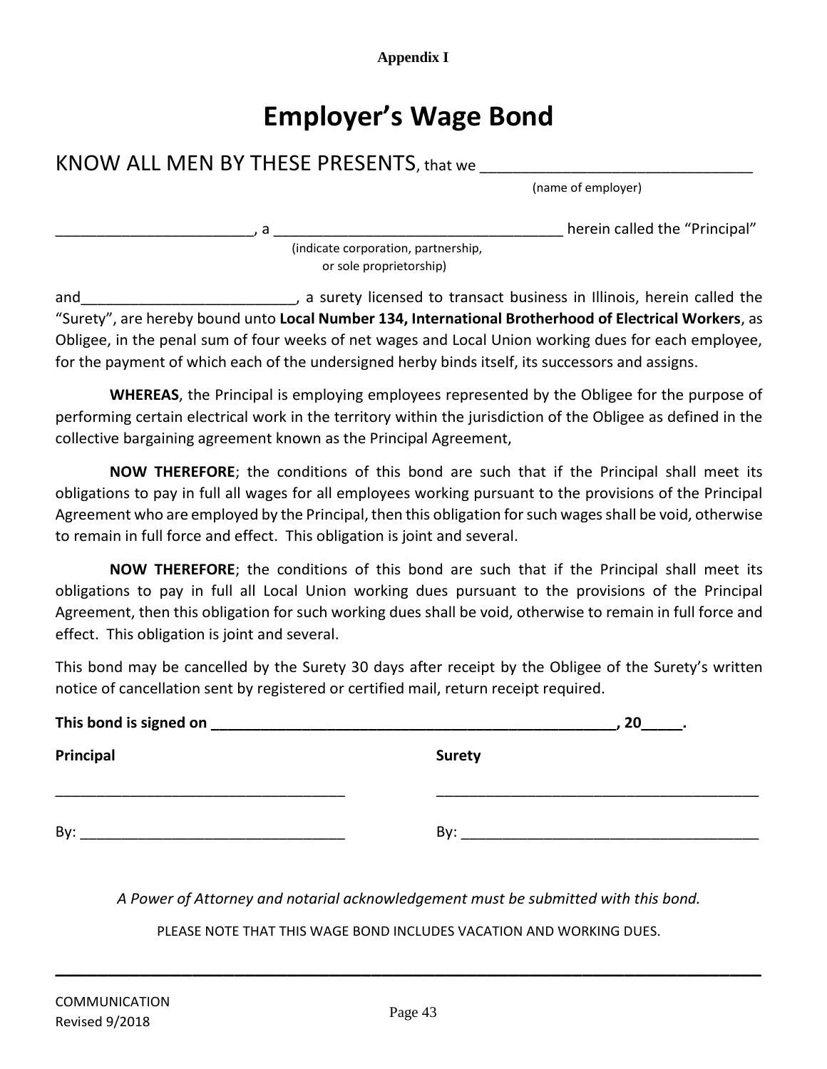**Appendix I**

# Employer's Wage Bond

KNOW ALL MEN BY THESE PRESENTS, that we ______________________________
(name of employer)

________________________, a ___________________________________ herein called the "Principal"
(indicate corporation, partnership, or sole proprietorship)

and__________________________, a surety licensed to transact business in Illinois, herein called the "Surety", are hereby bound unto **Local Number 134, International Brotherhood of Electrical Workers**, as Obligee, in the penal sum of four weeks of net wages and Local Union working dues for each employee, for the payment of which each of the undersigned herby binds itself, its successors and assigns.

**WHEREAS**, the Principal is employing employees represented by the Obligee for the purpose of performing certain electrical work in the territory within the jurisdiction of the Obligee as defined in the collective bargaining agreement known as the Principal Agreement,

**NOW THEREFORE**; the conditions of this bond are such that if the Principal shall meet its obligations to pay in full all wages for all employees working pursuant to the provisions of the Principal Agreement who are employed by the Principal, then this obligation for such wages shall be void, otherwise to remain in full force and effect. This obligation is joint and several.

**NOW THEREFORE**; the conditions of this bond are such that if the Principal shall meet its obligations to pay in full all Local Union working dues pursuant to the provisions of the Principal Agreement, then this obligation for such working dues shall be void, otherwise to remain in full force and effect. This obligation is joint and several.

This bond may be cancelled by the Surety 30 days after receipt by the Obligee of the Surety's written notice of cancellation sent by registered or certified mail, return receipt required.

**This bond is signed on ___________________________________________________, 20_____.**

**Principal**

___________________________________

By: _______________________________

**Surety**

_______________________________________

By: ____________________________________

*A Power of Attorney and notarial acknowledgement must be submitted with this bond.*

PLEASE NOTE THAT THIS WAGE BOND INCLUDES VACATION AND WORKING DUES.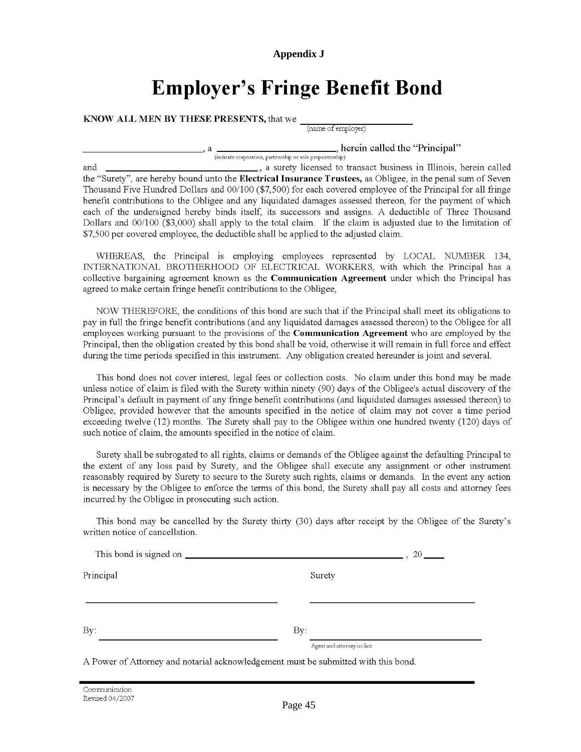**Appendix J**

# Employer's Fringe Benefit Bond

**KNOW ALL MEN BY THESE PRESENTS,** that we ________________________
(name of employer)

________________________, a ________________________, **herein called the "Principal"**
(indicate corporation, partnership or sole proprietorship)

and ____________________________, a surety licensed to transact business in Illinois, herein called the "Surety", are hereby bound unto the **Electrical Insurance Trustees,** as Obligee, in the penal sum of Seven Thousand Five Hundred Dollars and 00/100 ($7,500) for each covered employee of the Principal for all fringe benefit contributions to the Obligee and any liquidated damages assessed thereon, for the payment of which each of the undersigned hereby binds itself, its successors and assigns. A deductible of Three Thousand Dollars and 00/100 ($3,000) shall apply to the total claim. If the claim is adjusted due to the limitation of $7,500 per covered employee, the deductible shall be applied to the adjusted claim.

WHEREAS, the Principal is employing employees represented by LOCAL NUMBER 134, INTERNATIONAL BROTHERHOOD OF ELECTRICAL WORKERS, with which the Principal has a collective bargaining agreement known as the **Communication Agreement** under which the Principal has agreed to make certain fringe benefit contributions to the Obligee,

NOW THEREFORE, the conditions of this bond are such that if the Principal shall meet its obligations to pay in full the fringe benefit contributions (and any liquidated damages assessed thereon) to the Obligee for all employees working pursuant to the provisions of the **Communication Agreement** who are employed by the Principal, then the obligation created by this bond shall be void, otherwise it will remain in full force and effect during the time periods specified in this instrument. Any obligation created hereunder is joint and several.

This bond does not cover interest, legal fees or collection costs. No claim under this bond may be made unless notice of claim is filed with the Surety within ninety (90) days of the Obligee's actual discovery of the Principal's default in payment of any fringe benefit contributions (and liquidated damages assessed thereon) to Obligee, provided however that the amounts specified in the notice of claim may not cover a time period exceeding twelve (12) months. The Surety shall pay to the Obligee within one hundred twenty (120) days of such notice of claim, the amounts specified in the notice of claim.

Surety shall be subrogated to all rights, claims or demands of the Obligee against the defaulting Principal to the extent of any loss paid by Surety, and the Obligee shall execute any assignment or other instrument reasonably required by Surety to secure to the Surety such rights, claims or demands. In the event any action is necessary by the Obligee to enforce the terms of this bond, the Surety shall pay all costs and attorney fees incurred by the Obligee in prosecuting such action.

This bond may be cancelled by the Surety thirty (30) days after receipt by the Obligee of the Surety's written notice of cancellation.

This bond is signed on ______________________________________, 20____

Principal | Surety

________________________________ | ________________________________

By: ____________________________ | By: ____________________________
Agent and attorney-in-fact

A Power of Attorney and notarial acknowledgement must be submitted with this bond.

Communication
Revised 04/2007